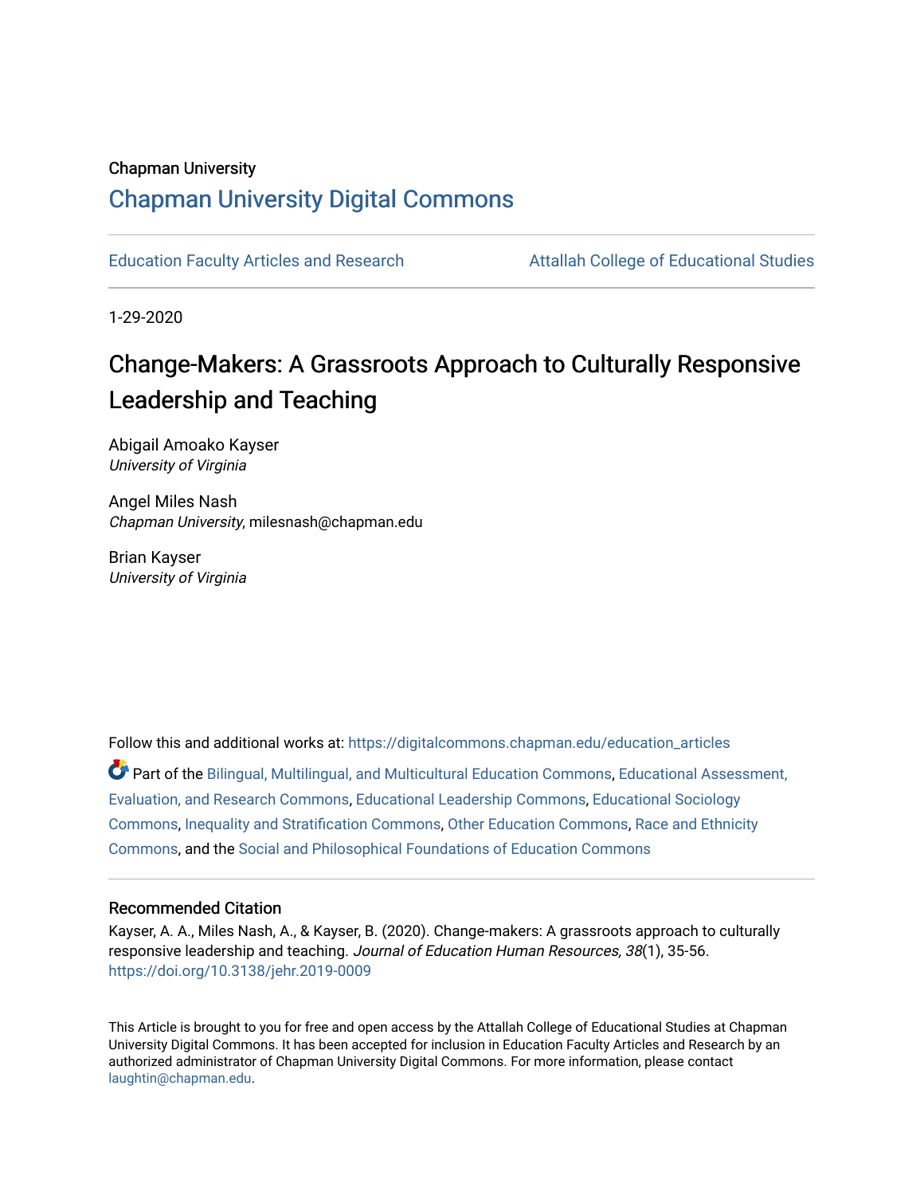Chapman University

## Chapman University Digital Commons

Education Faculty Articles and Research | Attallah College of Educational Studies

1-29-2020

# Change-Makers: A Grassroots Approach to Culturally Responsive Leadership and Teaching

Abigail Amoako Kayser
*University of Virginia*

Angel Miles Nash
*Chapman University*, milesnash@chapman.edu

Brian Kayser
*University of Virginia*

Follow this and additional works at: https://digitalcommons.chapman.edu/education_articles

Part of the Bilingual, Multilingual, and Multicultural Education Commons, Educational Assessment, Evaluation, and Research Commons, Educational Leadership Commons, Educational Sociology Commons, Inequality and Stratification Commons, Other Education Commons, Race and Ethnicity Commons, and the Social and Philosophical Foundations of Education Commons

### Recommended Citation

Kayser, A. A., Miles Nash, A., & Kayser, B. (2020). Change-makers: A grassroots approach to culturally responsive leadership and teaching. *Journal of Education Human Resources, 38*(1), 35-56. https://doi.org/10.3138/jehr.2019-0009

This Article is brought to you for free and open access by the Attallah College of Educational Studies at Chapman University Digital Commons. It has been accepted for inclusion in Education Faculty Articles and Research by an authorized administrator of Chapman University Digital Commons. For more information, please contact laughtin@chapman.edu.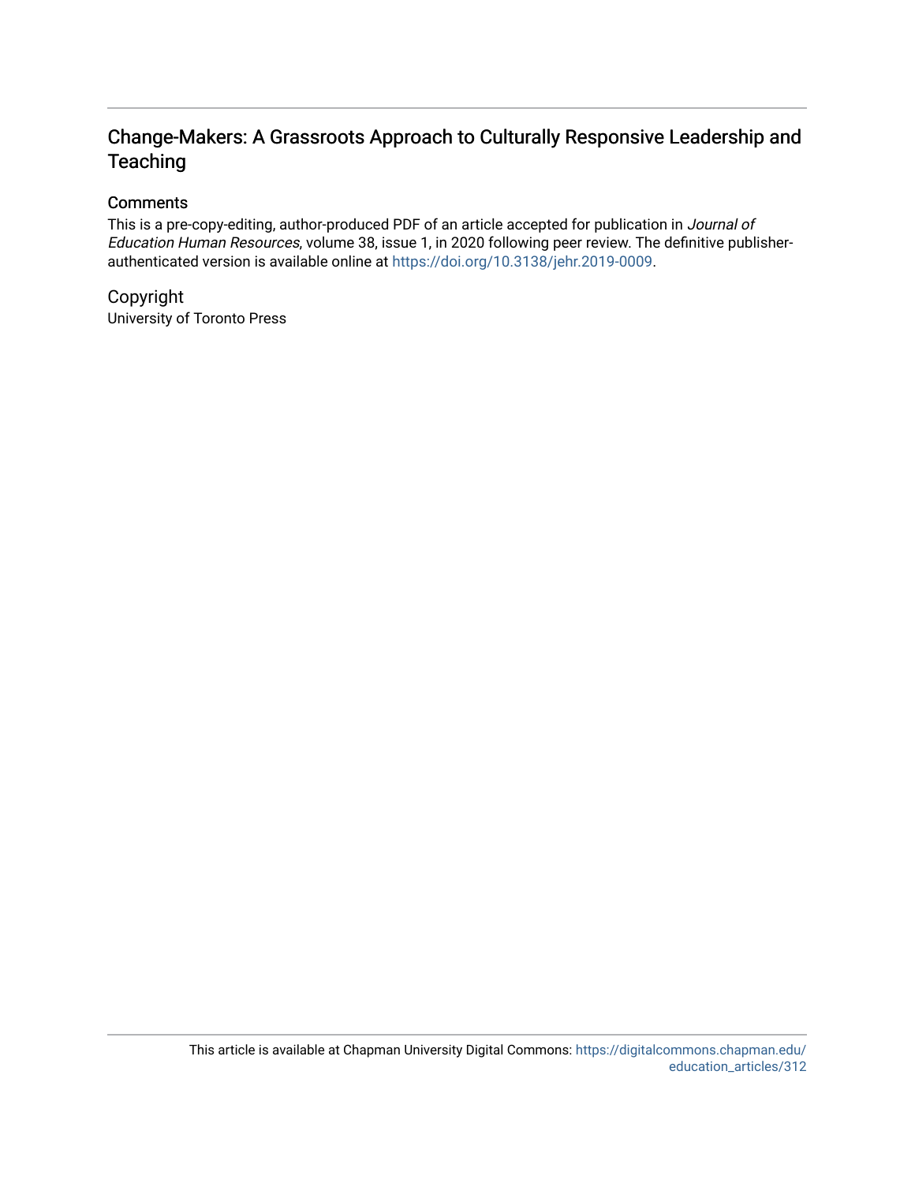# Change-Makers: A Grassroots Approach to Culturally Responsive Leadership and Teaching

## Comments

This is a pre-copy-editing, author-produced PDF of an article accepted for publication in *Journal of Education Human Resources*, volume 38, issue 1, in 2020 following peer review. The definitive publisher-authenticated version is available online at https://doi.org/10.3138/jehr.2019-0009.

## Copyright

University of Toronto Press

This article is available at Chapman University Digital Commons: https://digitalcommons.chapman.edu/education_articles/312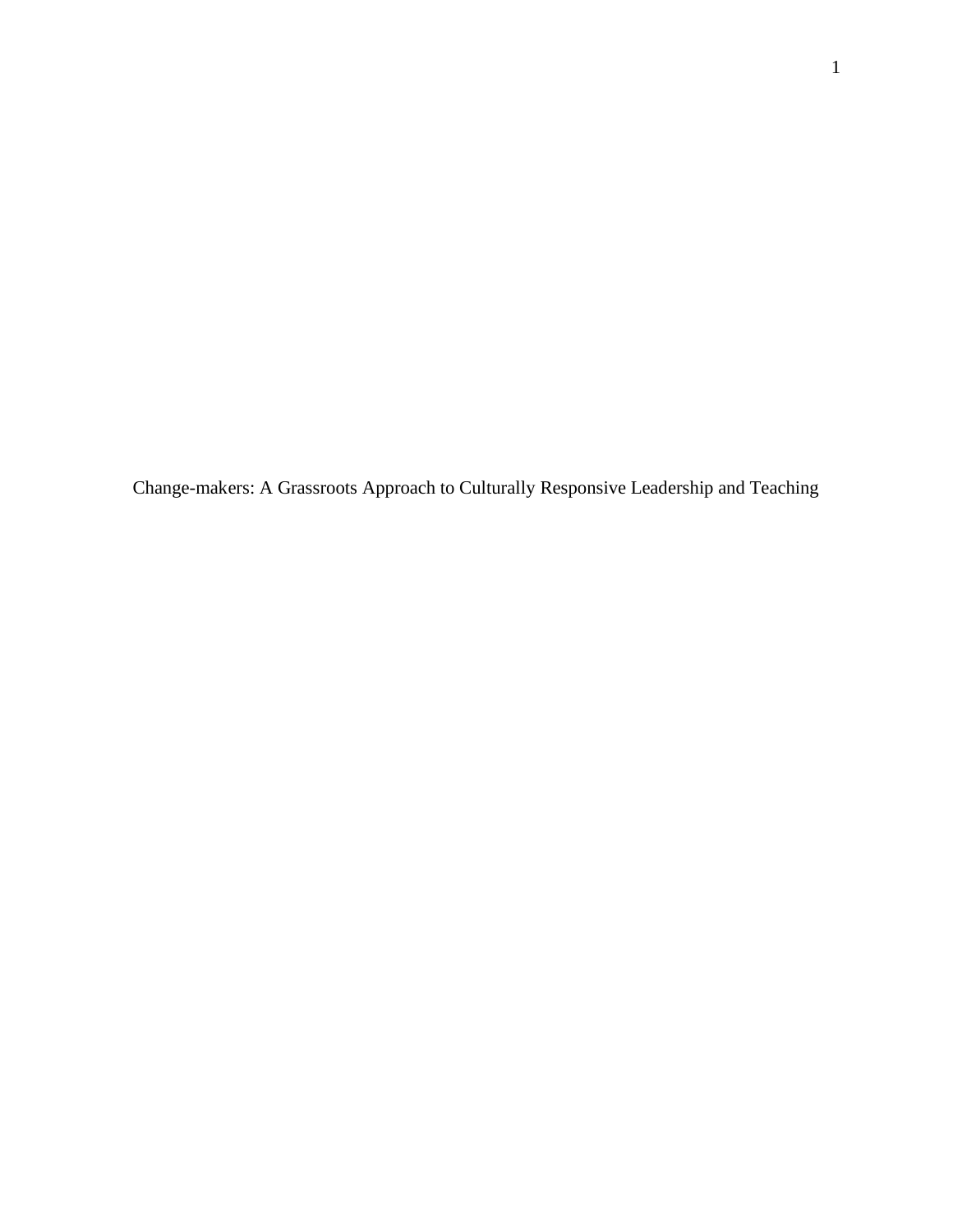Change-makers: A Grassroots Approach to Culturally Responsive Leadership and Teaching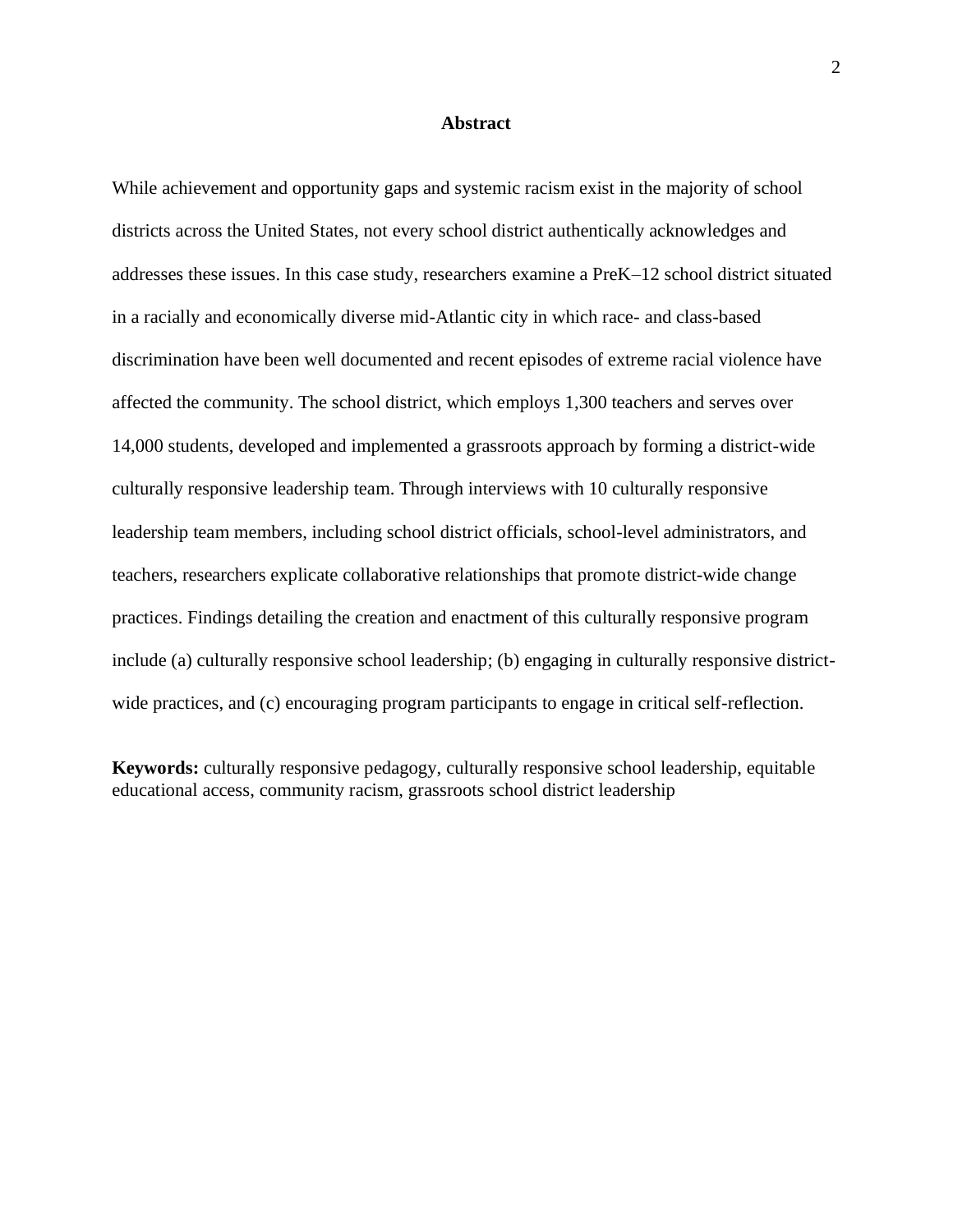## Abstract

While achievement and opportunity gaps and systemic racism exist in the majority of school districts across the United States, not every school district authentically acknowledges and addresses these issues. In this case study, researchers examine a PreK–12 school district situated in a racially and economically diverse mid-Atlantic city in which race- and class-based discrimination have been well documented and recent episodes of extreme racial violence have affected the community. The school district, which employs 1,300 teachers and serves over 14,000 students, developed and implemented a grassroots approach by forming a district-wide culturally responsive leadership team. Through interviews with 10 culturally responsive leadership team members, including school district officials, school-level administrators, and teachers, researchers explicate collaborative relationships that promote district-wide change practices. Findings detailing the creation and enactment of this culturally responsive program include (a) culturally responsive school leadership; (b) engaging in culturally responsive district-wide practices, and (c) encouraging program participants to engage in critical self-reflection.

**Keywords:** culturally responsive pedagogy, culturally responsive school leadership, equitable educational access, community racism, grassroots school district leadership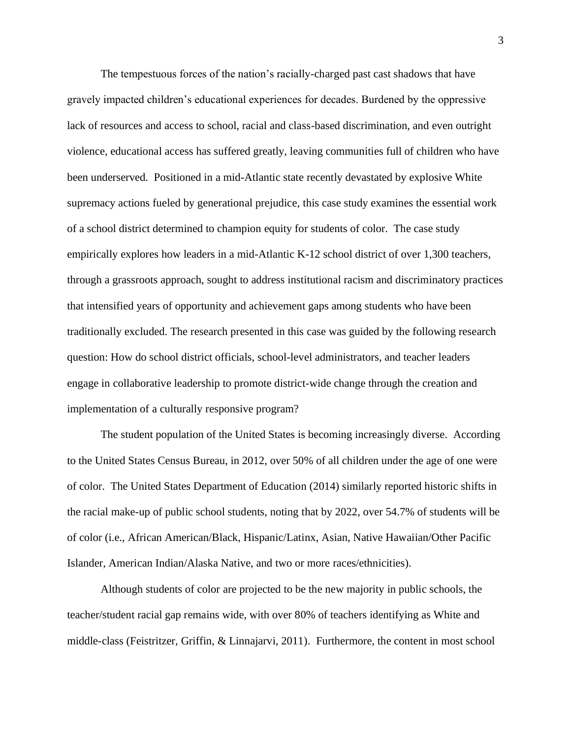The tempestuous forces of the nation's racially-charged past cast shadows that have gravely impacted children's educational experiences for decades. Burdened by the oppressive lack of resources and access to school, racial and class-based discrimination, and even outright violence, educational access has suffered greatly, leaving communities full of children who have been underserved. Positioned in a mid-Atlantic state recently devastated by explosive White supremacy actions fueled by generational prejudice, this case study examines the essential work of a school district determined to champion equity for students of color. The case study empirically explores how leaders in a mid-Atlantic K-12 school district of over 1,300 teachers, through a grassroots approach, sought to address institutional racism and discriminatory practices that intensified years of opportunity and achievement gaps among students who have been traditionally excluded. The research presented in this case was guided by the following research question: How do school district officials, school-level administrators, and teacher leaders engage in collaborative leadership to promote district-wide change through the creation and implementation of a culturally responsive program?

The student population of the United States is becoming increasingly diverse. According to the United States Census Bureau, in 2012, over 50% of all children under the age of one were of color. The United States Department of Education (2014) similarly reported historic shifts in the racial make-up of public school students, noting that by 2022, over 54.7% of students will be of color (i.e., African American/Black, Hispanic/Latinx, Asian, Native Hawaiian/Other Pacific Islander, American Indian/Alaska Native, and two or more races/ethnicities).

Although students of color are projected to be the new majority in public schools, the teacher/student racial gap remains wide, with over 80% of teachers identifying as White and middle-class (Feistritzer, Griffin, & Linnajarvi, 2011). Furthermore, the content in most school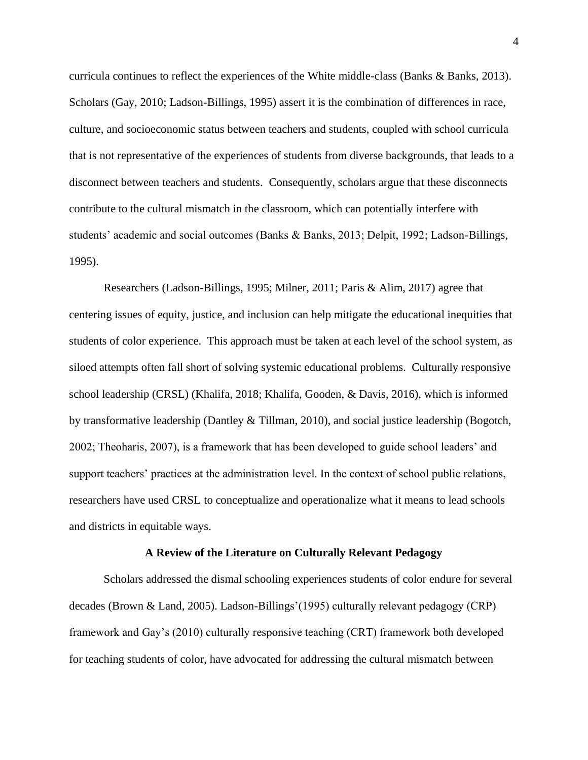curricula continues to reflect the experiences of the White middle-class (Banks & Banks, 2013). Scholars (Gay, 2010; Ladson-Billings, 1995) assert it is the combination of differences in race, culture, and socioeconomic status between teachers and students, coupled with school curricula that is not representative of the experiences of students from diverse backgrounds, that leads to a disconnect between teachers and students. Consequently, scholars argue that these disconnects contribute to the cultural mismatch in the classroom, which can potentially interfere with students' academic and social outcomes (Banks & Banks, 2013; Delpit, 1992; Ladson-Billings, 1995).

Researchers (Ladson-Billings, 1995; Milner, 2011; Paris & Alim, 2017) agree that centering issues of equity, justice, and inclusion can help mitigate the educational inequities that students of color experience. This approach must be taken at each level of the school system, as siloed attempts often fall short of solving systemic educational problems. Culturally responsive school leadership (CRSL) (Khalifa, 2018; Khalifa, Gooden, & Davis, 2016), which is informed by transformative leadership (Dantley & Tillman, 2010), and social justice leadership (Bogotch, 2002; Theoharis, 2007), is a framework that has been developed to guide school leaders' and support teachers' practices at the administration level. In the context of school public relations, researchers have used CRSL to conceptualize and operationalize what it means to lead schools and districts in equitable ways.

## A Review of the Literature on Culturally Relevant Pedagogy

Scholars addressed the dismal schooling experiences students of color endure for several decades (Brown & Land, 2005). Ladson-Billings'(1995) culturally relevant pedagogy (CRP) framework and Gay's (2010) culturally responsive teaching (CRT) framework both developed for teaching students of color, have advocated for addressing the cultural mismatch between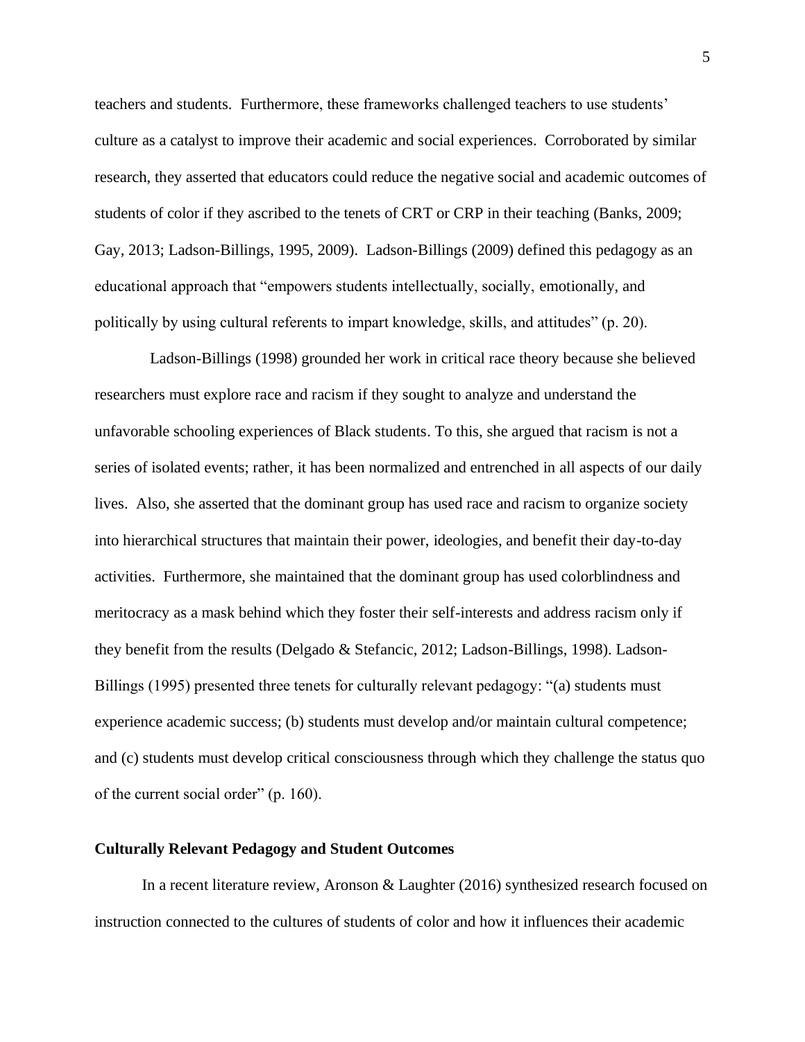teachers and students. Furthermore, these frameworks challenged teachers to use students' culture as a catalyst to improve their academic and social experiences. Corroborated by similar research, they asserted that educators could reduce the negative social and academic outcomes of students of color if they ascribed to the tenets of CRT or CRP in their teaching (Banks, 2009; Gay, 2013; Ladson-Billings, 1995, 2009). Ladson-Billings (2009) defined this pedagogy as an educational approach that "empowers students intellectually, socially, emotionally, and politically by using cultural referents to impart knowledge, skills, and attitudes" (p. 20).

Ladson-Billings (1998) grounded her work in critical race theory because she believed researchers must explore race and racism if they sought to analyze and understand the unfavorable schooling experiences of Black students. To this, she argued that racism is not a series of isolated events; rather, it has been normalized and entrenched in all aspects of our daily lives. Also, she asserted that the dominant group has used race and racism to organize society into hierarchical structures that maintain their power, ideologies, and benefit their day-to-day activities. Furthermore, she maintained that the dominant group has used colorblindness and meritocracy as a mask behind which they foster their self-interests and address racism only if they benefit from the results (Delgado & Stefancic, 2012; Ladson-Billings, 1998). Ladson-Billings (1995) presented three tenets for culturally relevant pedagogy: "(a) students must experience academic success; (b) students must develop and/or maintain cultural competence; and (c) students must develop critical consciousness through which they challenge the status quo of the current social order" (p. 160).

**Culturally Relevant Pedagogy and Student Outcomes**

In a recent literature review, Aronson & Laughter (2016) synthesized research focused on instruction connected to the cultures of students of color and how it influences their academic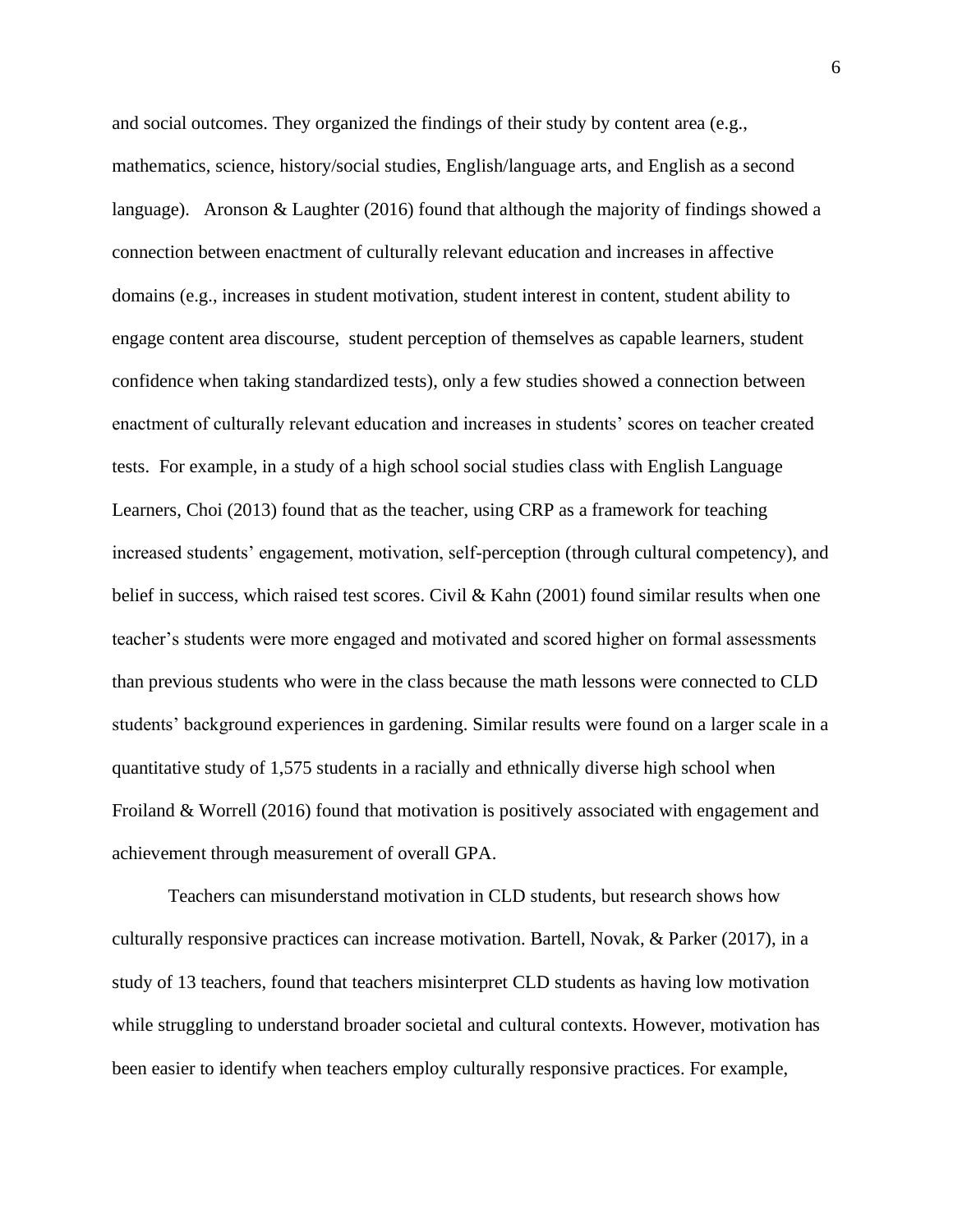and social outcomes. They organized the findings of their study by content area (e.g., mathematics, science, history/social studies, English/language arts, and English as a second language). Aronson & Laughter (2016) found that although the majority of findings showed a connection between enactment of culturally relevant education and increases in affective domains (e.g., increases in student motivation, student interest in content, student ability to engage content area discourse, student perception of themselves as capable learners, student confidence when taking standardized tests), only a few studies showed a connection between enactment of culturally relevant education and increases in students' scores on teacher created tests. For example, in a study of a high school social studies class with English Language Learners, Choi (2013) found that as the teacher, using CRP as a framework for teaching increased students' engagement, motivation, self-perception (through cultural competency), and belief in success, which raised test scores. Civil & Kahn (2001) found similar results when one teacher's students were more engaged and motivated and scored higher on formal assessments than previous students who were in the class because the math lessons were connected to CLD students' background experiences in gardening. Similar results were found on a larger scale in a quantitative study of 1,575 students in a racially and ethnically diverse high school when Froiland & Worrell (2016) found that motivation is positively associated with engagement and achievement through measurement of overall GPA.

Teachers can misunderstand motivation in CLD students, but research shows how culturally responsive practices can increase motivation. Bartell, Novak, & Parker (2017), in a study of 13 teachers, found that teachers misinterpret CLD students as having low motivation while struggling to understand broader societal and cultural contexts. However, motivation has been easier to identify when teachers employ culturally responsive practices. For example,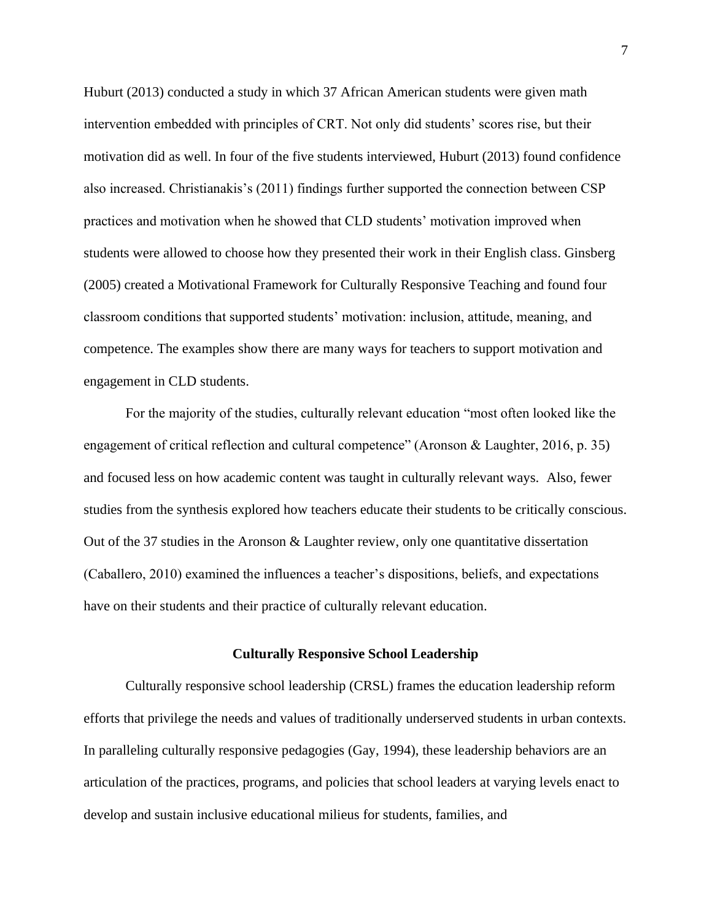Huburt (2013) conducted a study in which 37 African American students were given math intervention embedded with principles of CRT. Not only did students' scores rise, but their motivation did as well. In four of the five students interviewed, Huburt (2013) found confidence also increased. Christianakis's (2011) findings further supported the connection between CSP practices and motivation when he showed that CLD students' motivation improved when students were allowed to choose how they presented their work in their English class. Ginsberg (2005) created a Motivational Framework for Culturally Responsive Teaching and found four classroom conditions that supported students' motivation: inclusion, attitude, meaning, and competence. The examples show there are many ways for teachers to support motivation and engagement in CLD students.

For the majority of the studies, culturally relevant education "most often looked like the engagement of critical reflection and cultural competence" (Aronson & Laughter, 2016, p. 35) and focused less on how academic content was taught in culturally relevant ways. Also, fewer studies from the synthesis explored how teachers educate their students to be critically conscious. Out of the 37 studies in the Aronson & Laughter review, only one quantitative dissertation (Caballero, 2010) examined the influences a teacher's dispositions, beliefs, and expectations have on their students and their practice of culturally relevant education.

## Culturally Responsive School Leadership

Culturally responsive school leadership (CRSL) frames the education leadership reform efforts that privilege the needs and values of traditionally underserved students in urban contexts. In paralleling culturally responsive pedagogies (Gay, 1994), these leadership behaviors are an articulation of the practices, programs, and policies that school leaders at varying levels enact to develop and sustain inclusive educational milieus for students, families, and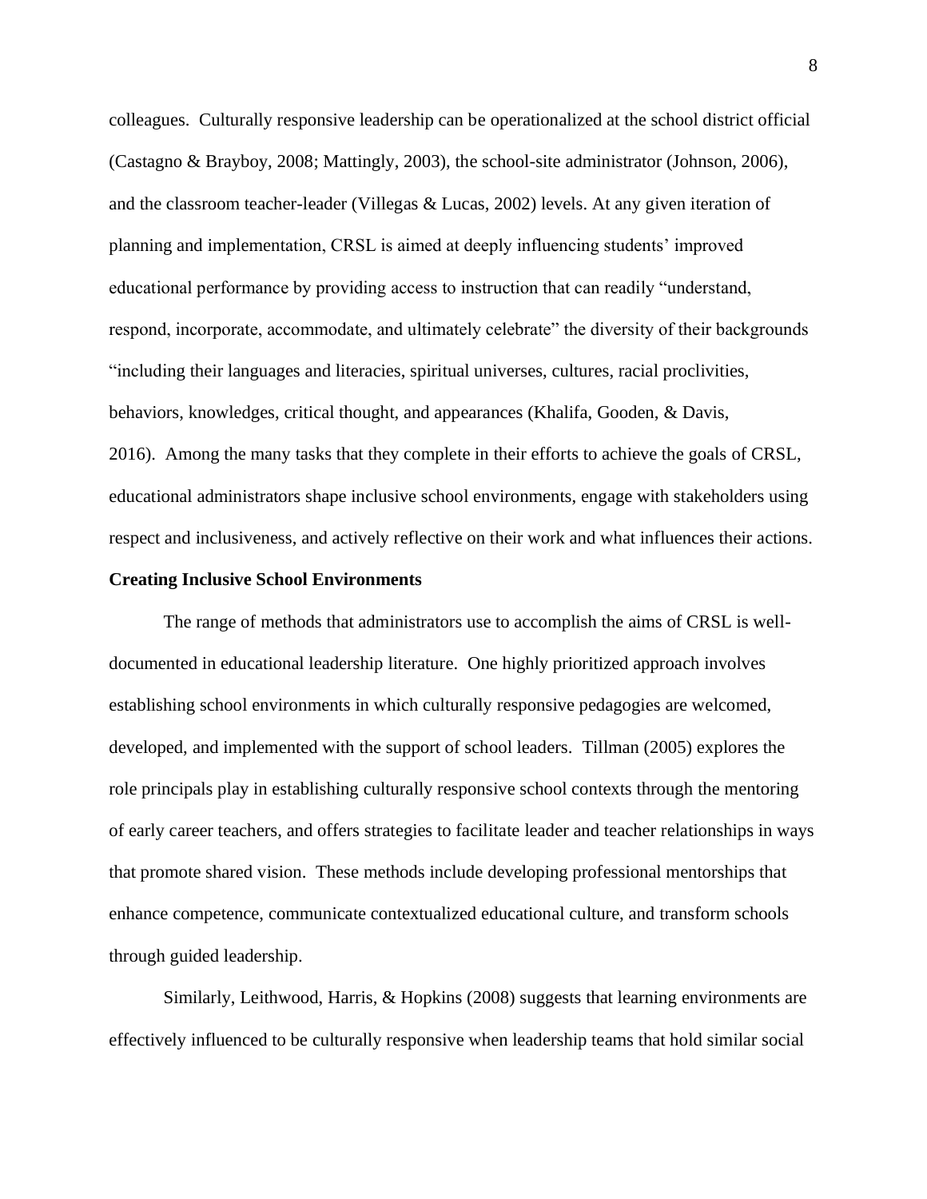colleagues. Culturally responsive leadership can be operationalized at the school district official (Castagno & Brayboy, 2008; Mattingly, 2003), the school-site administrator (Johnson, 2006), and the classroom teacher-leader (Villegas & Lucas, 2002) levels. At any given iteration of planning and implementation, CRSL is aimed at deeply influencing students' improved educational performance by providing access to instruction that can readily "understand, respond, incorporate, accommodate, and ultimately celebrate" the diversity of their backgrounds "including their languages and literacies, spiritual universes, cultures, racial proclivities, behaviors, knowledges, critical thought, and appearances (Khalifa, Gooden, & Davis, 2016). Among the many tasks that they complete in their efforts to achieve the goals of CRSL, educational administrators shape inclusive school environments, engage with stakeholders using respect and inclusiveness, and actively reflective on their work and what influences their actions.

## Creating Inclusive School Environments

The range of methods that administrators use to accomplish the aims of CRSL is well-documented in educational leadership literature. One highly prioritized approach involves establishing school environments in which culturally responsive pedagogies are welcomed, developed, and implemented with the support of school leaders. Tillman (2005) explores the role principals play in establishing culturally responsive school contexts through the mentoring of early career teachers, and offers strategies to facilitate leader and teacher relationships in ways that promote shared vision. These methods include developing professional mentorships that enhance competence, communicate contextualized educational culture, and transform schools through guided leadership.

Similarly, Leithwood, Harris, & Hopkins (2008) suggests that learning environments are effectively influenced to be culturally responsive when leadership teams that hold similar social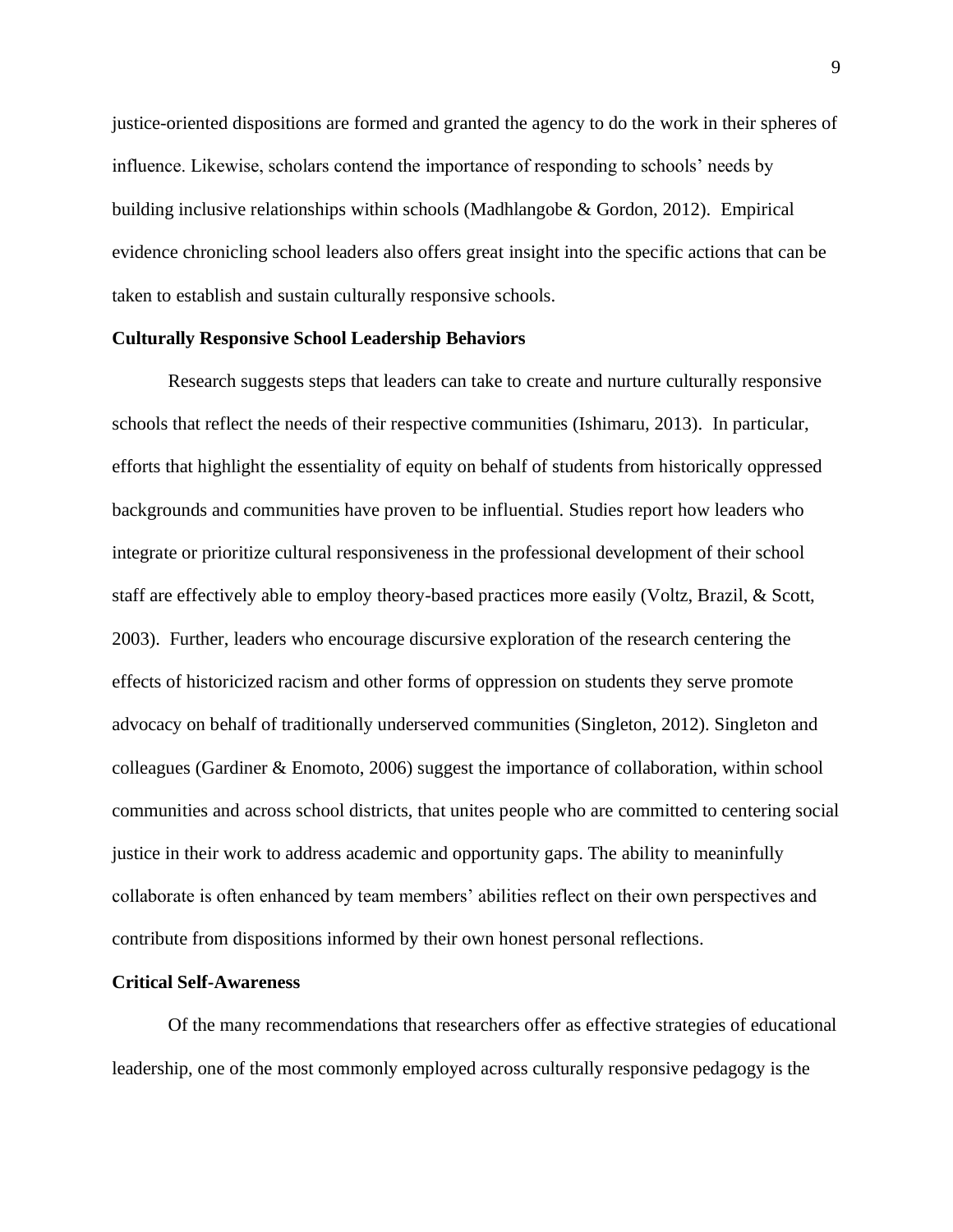justice-oriented dispositions are formed and granted the agency to do the work in their spheres of influence. Likewise, scholars contend the importance of responding to schools' needs by building inclusive relationships within schools (Madhlangobe & Gordon, 2012). Empirical evidence chronicling school leaders also offers great insight into the specific actions that can be taken to establish and sustain culturally responsive schools.

**Culturally Responsive School Leadership Behaviors**

Research suggests steps that leaders can take to create and nurture culturally responsive schools that reflect the needs of their respective communities (Ishimaru, 2013). In particular, efforts that highlight the essentiality of equity on behalf of students from historically oppressed backgrounds and communities have proven to be influential. Studies report how leaders who integrate or prioritize cultural responsiveness in the professional development of their school staff are effectively able to employ theory-based practices more easily (Voltz, Brazil, & Scott, 2003). Further, leaders who encourage discursive exploration of the research centering the effects of historicized racism and other forms of oppression on students they serve promote advocacy on behalf of traditionally underserved communities (Singleton, 2012). Singleton and colleagues (Gardiner & Enomoto, 2006) suggest the importance of collaboration, within school communities and across school districts, that unites people who are committed to centering social justice in their work to address academic and opportunity gaps. The ability to meaninfully collaborate is often enhanced by team members' abilities reflect on their own perspectives and contribute from dispositions informed by their own honest personal reflections.

**Critical Self-Awareness**

Of the many recommendations that researchers offer as effective strategies of educational leadership, one of the most commonly employed across culturally responsive pedagogy is the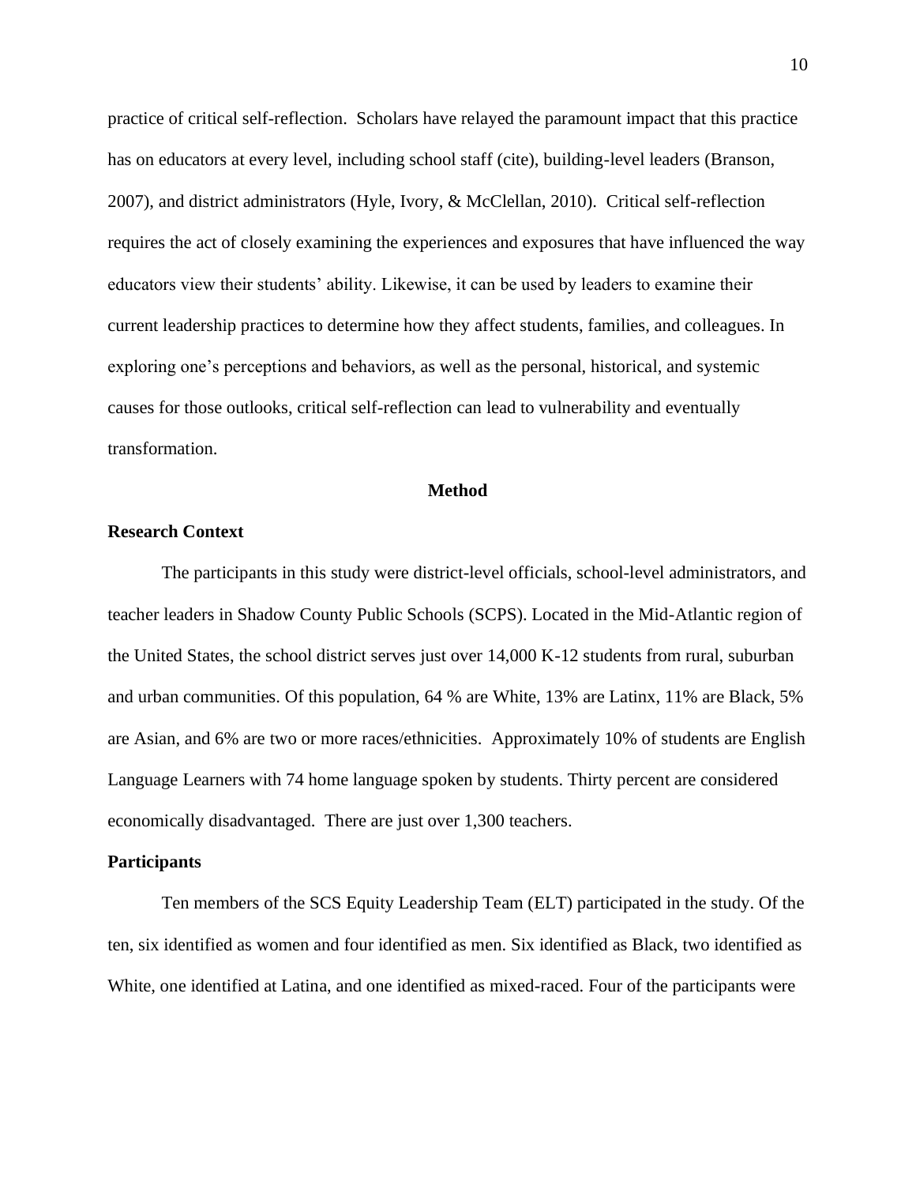practice of critical self-reflection.  Scholars have relayed the paramount impact that this practice has on educators at every level, including school staff (cite), building-level leaders (Branson, 2007), and district administrators (Hyle, Ivory, & McClellan, 2010).  Critical self-reflection requires the act of closely examining the experiences and exposures that have influenced the way educators view their students' ability. Likewise, it can be used by leaders to examine their current leadership practices to determine how they affect students, families, and colleagues. In exploring one's perceptions and behaviors, as well as the personal, historical, and systemic causes for those outlooks, critical self-reflection can lead to vulnerability and eventually transformation.

## Method

### Research Context

The participants in this study were district-level officials, school-level administrators, and teacher leaders in Shadow County Public Schools (SCPS). Located in the Mid-Atlantic region of the United States, the school district serves just over 14,000 K-12 students from rural, suburban and urban communities. Of this population, 64 % are White, 13% are Latinx, 11% are Black, 5% are Asian, and 6% are two or more races/ethnicities.  Approximately 10% of students are English Language Learners with 74 home language spoken by students. Thirty percent are considered economically disadvantaged.  There are just over 1,300 teachers.

### Participants

Ten members of the SCS Equity Leadership Team (ELT) participated in the study. Of the ten, six identified as women and four identified as men. Six identified as Black, two identified as White, one identified at Latina, and one identified as mixed-raced. Four of the participants were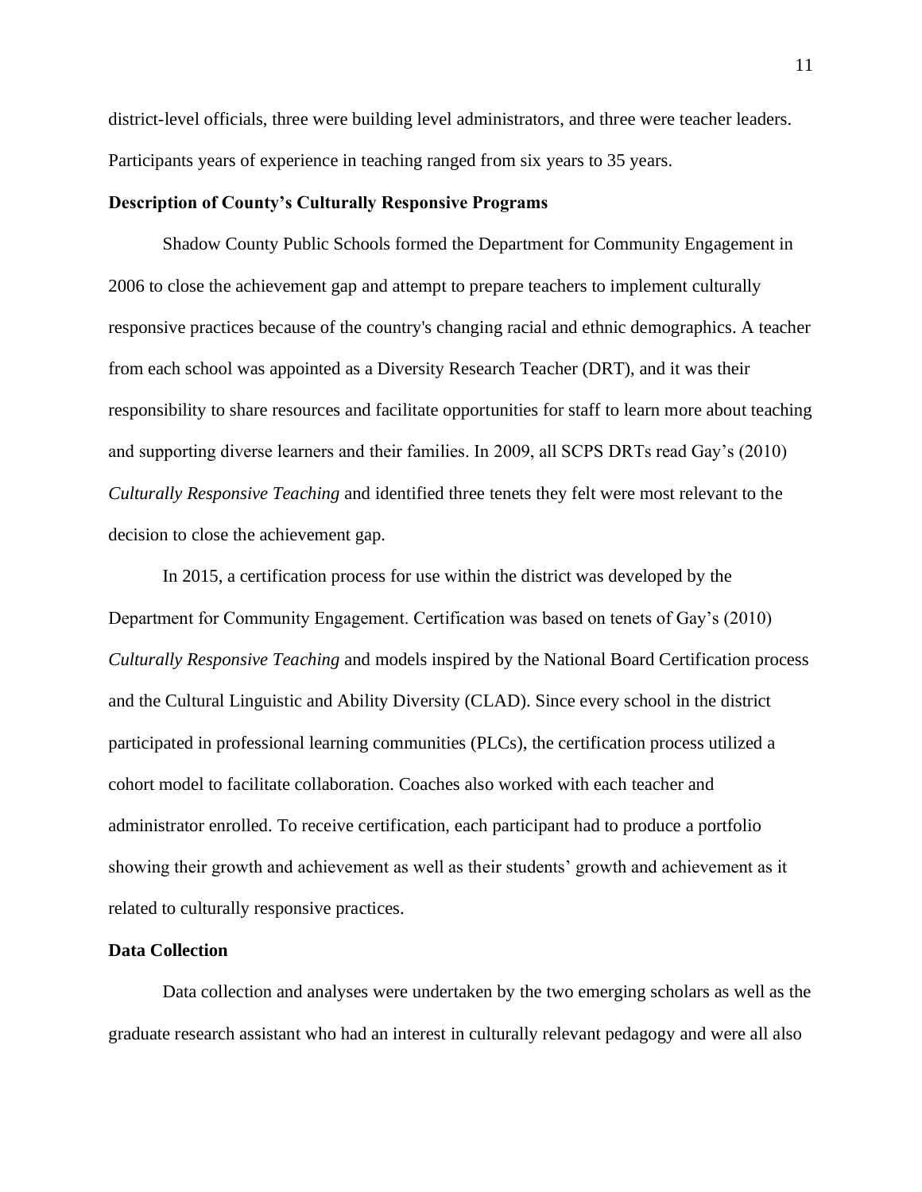district-level officials, three were building level administrators, and three were teacher leaders. Participants years of experience in teaching ranged from six years to 35 years.

### Description of County's Culturally Responsive Programs

Shadow County Public Schools formed the Department for Community Engagement in 2006 to close the achievement gap and attempt to prepare teachers to implement culturally responsive practices because of the country's changing racial and ethnic demographics. A teacher from each school was appointed as a Diversity Research Teacher (DRT), and it was their responsibility to share resources and facilitate opportunities for staff to learn more about teaching and supporting diverse learners and their families. In 2009, all SCPS DRTs read Gay's (2010) *Culturally Responsive Teaching* and identified three tenets they felt were most relevant to the decision to close the achievement gap.

In 2015, a certification process for use within the district was developed by the Department for Community Engagement. Certification was based on tenets of Gay's (2010) *Culturally Responsive Teaching* and models inspired by the National Board Certification process and the Cultural Linguistic and Ability Diversity (CLAD). Since every school in the district participated in professional learning communities (PLCs), the certification process utilized a cohort model to facilitate collaboration. Coaches also worked with each teacher and administrator enrolled. To receive certification, each participant had to produce a portfolio showing their growth and achievement as well as their students' growth and achievement as it related to culturally responsive practices.

### Data Collection

Data collection and analyses were undertaken by the two emerging scholars as well as the graduate research assistant who had an interest in culturally relevant pedagogy and were all also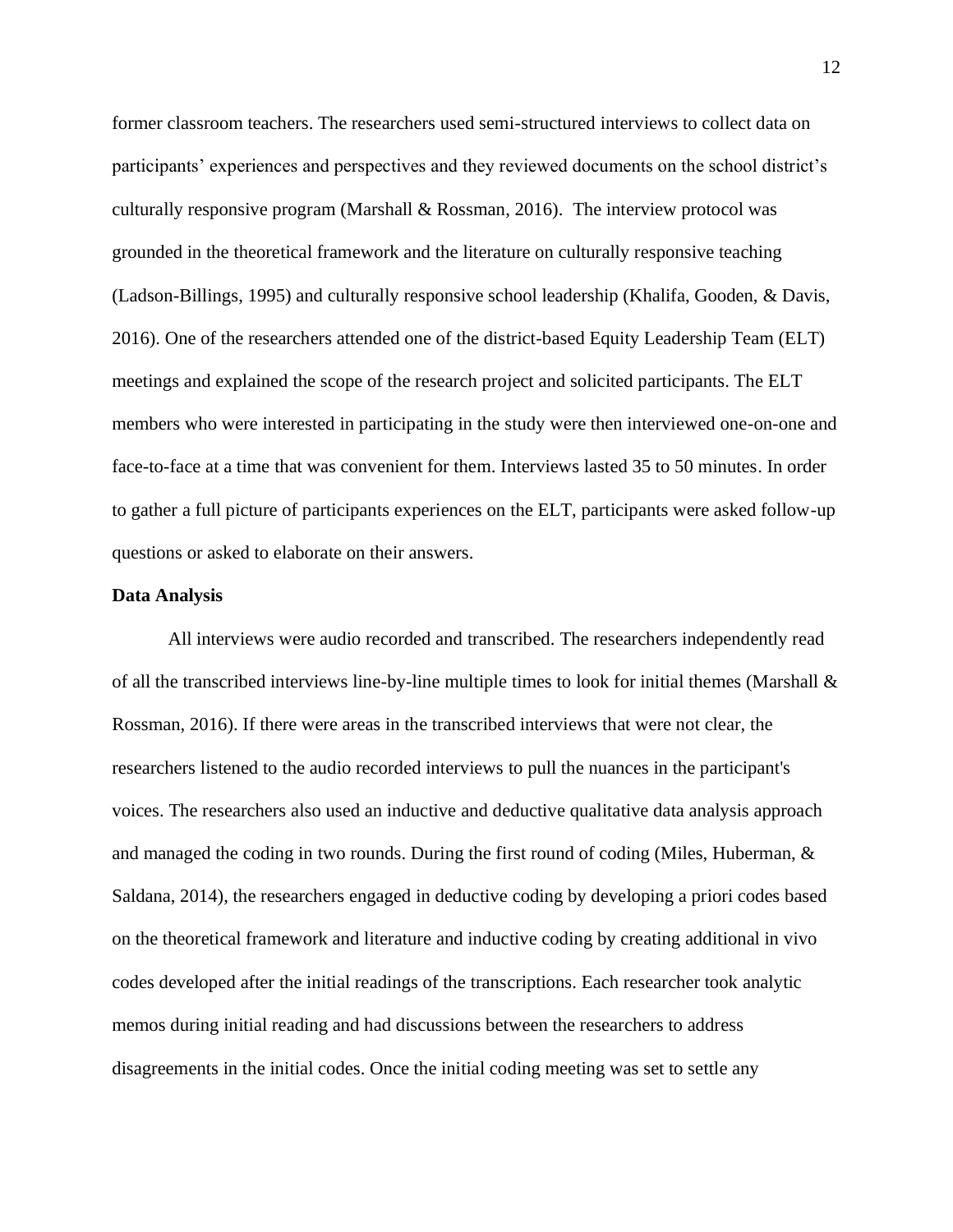former classroom teachers. The researchers used semi-structured interviews to collect data on participants' experiences and perspectives and they reviewed documents on the school district's culturally responsive program (Marshall & Rossman, 2016). The interview protocol was grounded in the theoretical framework and the literature on culturally responsive teaching (Ladson-Billings, 1995) and culturally responsive school leadership (Khalifa, Gooden, & Davis, 2016). One of the researchers attended one of the district-based Equity Leadership Team (ELT) meetings and explained the scope of the research project and solicited participants. The ELT members who were interested in participating in the study were then interviewed one-on-one and face-to-face at a time that was convenient for them. Interviews lasted 35 to 50 minutes. In order to gather a full picture of participants experiences on the ELT, participants were asked follow-up questions or asked to elaborate on their answers.

**Data Analysis**

All interviews were audio recorded and transcribed. The researchers independently read of all the transcribed interviews line-by-line multiple times to look for initial themes (Marshall & Rossman, 2016). If there were areas in the transcribed interviews that were not clear, the researchers listened to the audio recorded interviews to pull the nuances in the participant's voices. The researchers also used an inductive and deductive qualitative data analysis approach and managed the coding in two rounds. During the first round of coding (Miles, Huberman, & Saldana, 2014), the researchers engaged in deductive coding by developing a priori codes based on the theoretical framework and literature and inductive coding by creating additional in vivo codes developed after the initial readings of the transcriptions. Each researcher took analytic memos during initial reading and had discussions between the researchers to address disagreements in the initial codes. Once the initial coding meeting was set to settle any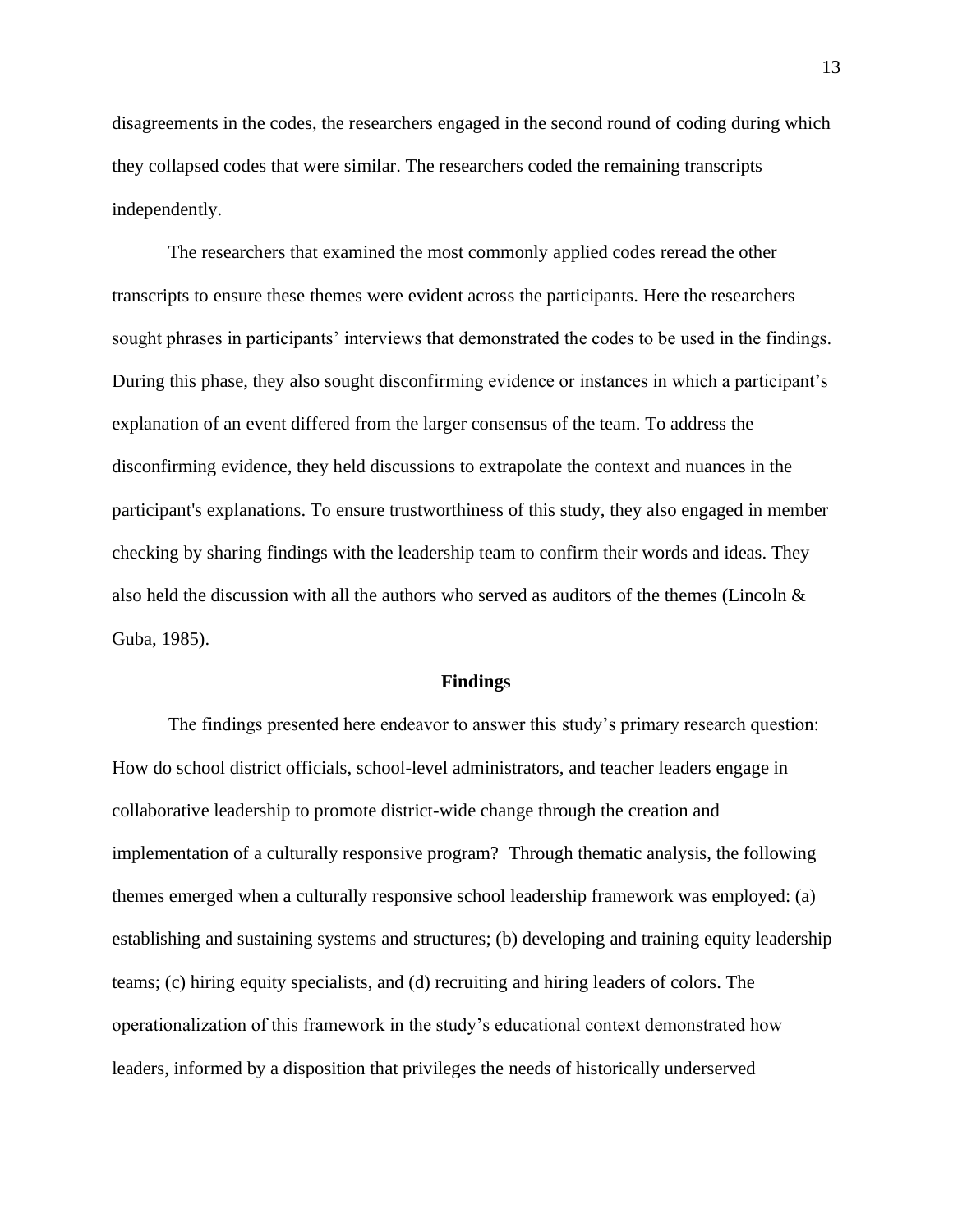disagreements in the codes, the researchers engaged in the second round of coding during which they collapsed codes that were similar. The researchers coded the remaining transcripts independently.

The researchers that examined the most commonly applied codes reread the other transcripts to ensure these themes were evident across the participants. Here the researchers sought phrases in participants' interviews that demonstrated the codes to be used in the findings. During this phase, they also sought disconfirming evidence or instances in which a participant's explanation of an event differed from the larger consensus of the team. To address the disconfirming evidence, they held discussions to extrapolate the context and nuances in the participant's explanations. To ensure trustworthiness of this study, they also engaged in member checking by sharing findings with the leadership team to confirm their words and ideas. They also held the discussion with all the authors who served as auditors of the themes (Lincoln & Guba, 1985).

## Findings

The findings presented here endeavor to answer this study's primary research question: How do school district officials, school-level administrators, and teacher leaders engage in collaborative leadership to promote district-wide change through the creation and implementation of a culturally responsive program? Through thematic analysis, the following themes emerged when a culturally responsive school leadership framework was employed: (a) establishing and sustaining systems and structures; (b) developing and training equity leadership teams; (c) hiring equity specialists, and (d) recruiting and hiring leaders of colors. The operationalization of this framework in the study's educational context demonstrated how leaders, informed by a disposition that privileges the needs of historically underserved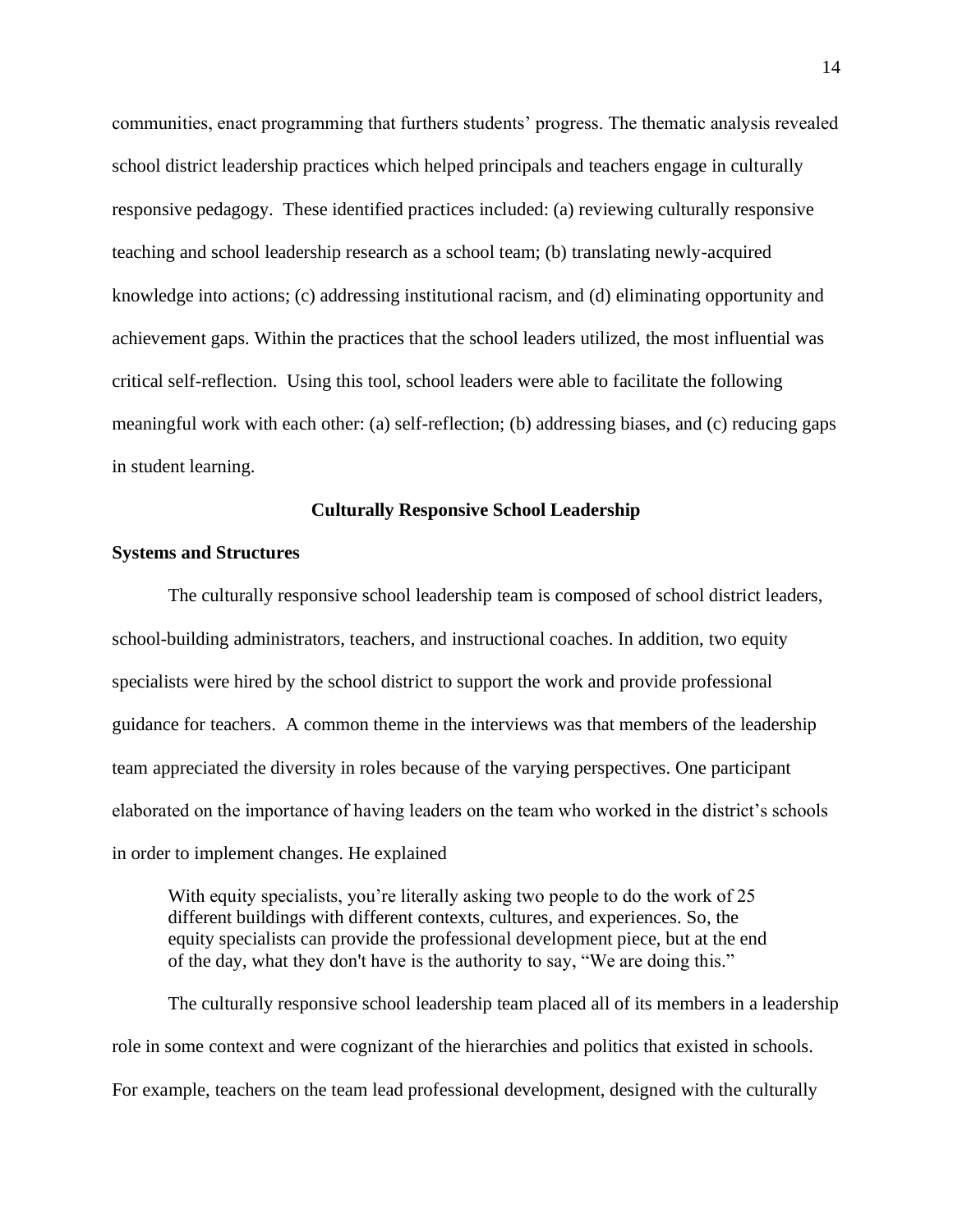communities, enact programming that furthers students' progress. The thematic analysis revealed school district leadership practices which helped principals and teachers engage in culturally responsive pedagogy. These identified practices included: (a) reviewing culturally responsive teaching and school leadership research as a school team; (b) translating newly-acquired knowledge into actions; (c) addressing institutional racism, and (d) eliminating opportunity and achievement gaps. Within the practices that the school leaders utilized, the most influential was critical self-reflection. Using this tool, school leaders were able to facilitate the following meaningful work with each other: (a) self-reflection; (b) addressing biases, and (c) reducing gaps in student learning.

## Culturally Responsive School Leadership

### Systems and Structures

The culturally responsive school leadership team is composed of school district leaders, school-building administrators, teachers, and instructional coaches. In addition, two equity specialists were hired by the school district to support the work and provide professional guidance for teachers. A common theme in the interviews was that members of the leadership team appreciated the diversity in roles because of the varying perspectives. One participant elaborated on the importance of having leaders on the team who worked in the district's schools in order to implement changes. He explained

> With equity specialists, you're literally asking two people to do the work of 25 different buildings with different contexts, cultures, and experiences. So, the equity specialists can provide the professional development piece, but at the end of the day, what they don't have is the authority to say, "We are doing this."

The culturally responsive school leadership team placed all of its members in a leadership role in some context and were cognizant of the hierarchies and politics that existed in schools. For example, teachers on the team lead professional development, designed with the culturally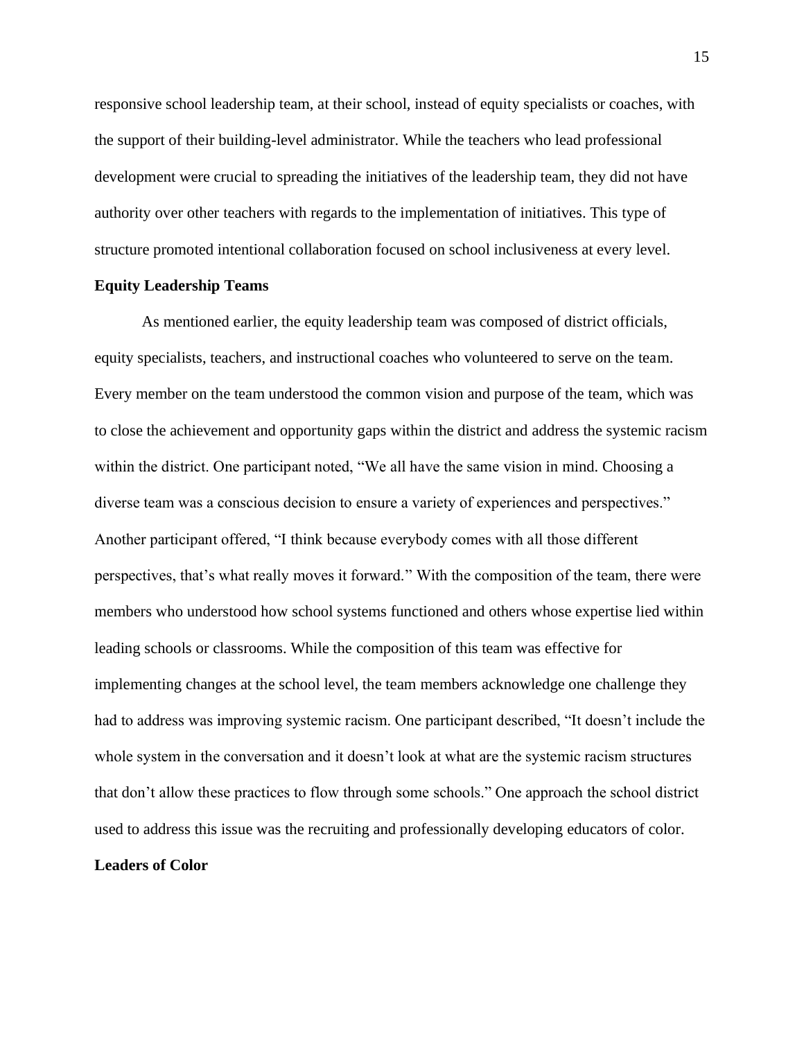responsive school leadership team, at their school, instead of equity specialists or coaches, with the support of their building-level administrator. While the teachers who lead professional development were crucial to spreading the initiatives of the leadership team, they did not have authority over other teachers with regards to the implementation of initiatives. This type of structure promoted intentional collaboration focused on school inclusiveness at every level.

**Equity Leadership Teams**

As mentioned earlier, the equity leadership team was composed of district officials, equity specialists, teachers, and instructional coaches who volunteered to serve on the team. Every member on the team understood the common vision and purpose of the team, which was to close the achievement and opportunity gaps within the district and address the systemic racism within the district. One participant noted, "We all have the same vision in mind. Choosing a diverse team was a conscious decision to ensure a variety of experiences and perspectives." Another participant offered, "I think because everybody comes with all those different perspectives, that's what really moves it forward." With the composition of the team, there were members who understood how school systems functioned and others whose expertise lied within leading schools or classrooms. While the composition of this team was effective for implementing changes at the school level, the team members acknowledge one challenge they had to address was improving systemic racism. One participant described, "It doesn't include the whole system in the conversation and it doesn't look at what are the systemic racism structures that don't allow these practices to flow through some schools." One approach the school district used to address this issue was the recruiting and professionally developing educators of color.

**Leaders of Color**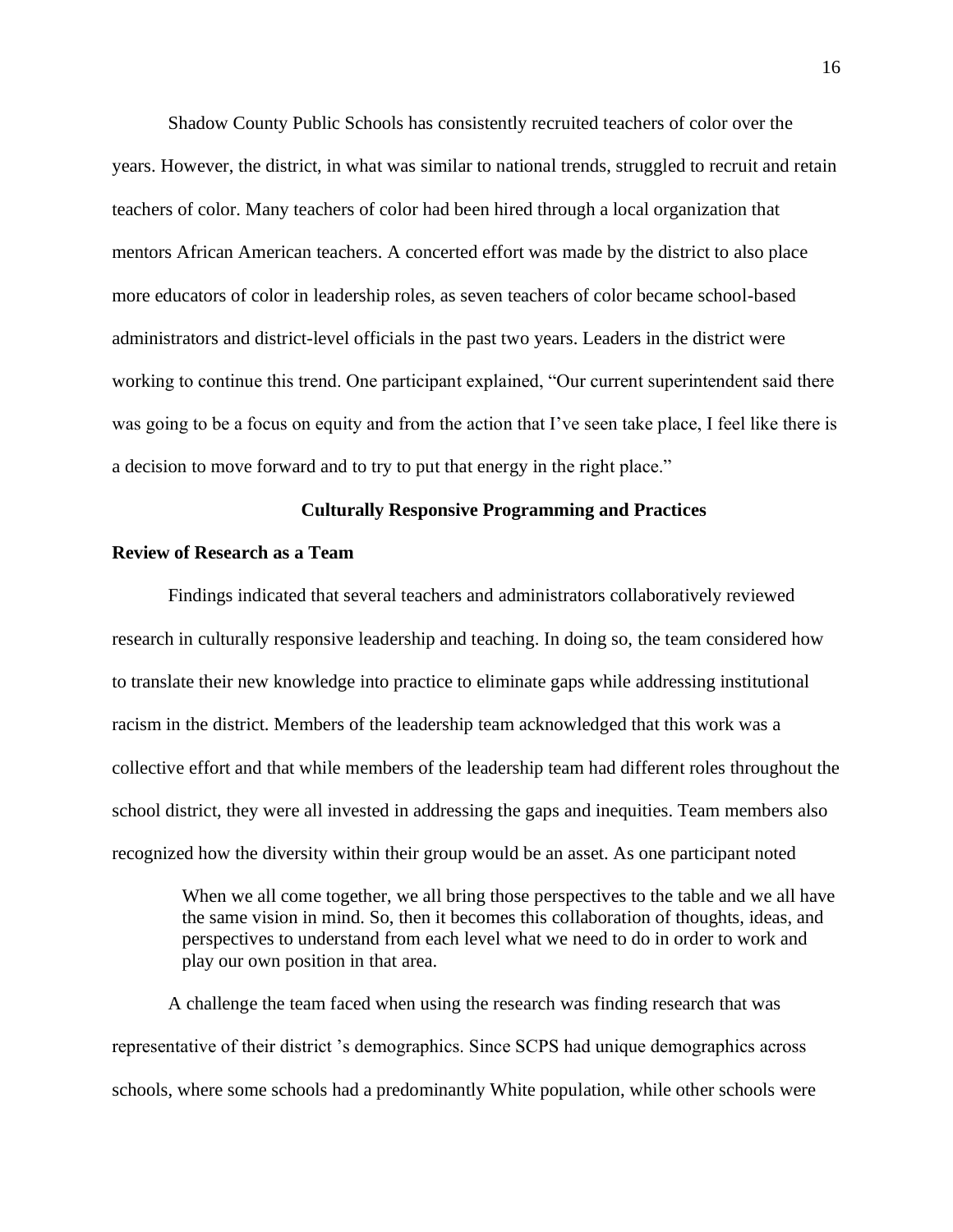Shadow County Public Schools has consistently recruited teachers of color over the years. However, the district, in what was similar to national trends, struggled to recruit and retain teachers of color. Many teachers of color had been hired through a local organization that mentors African American teachers. A concerted effort was made by the district to also place more educators of color in leadership roles, as seven teachers of color became school-based administrators and district-level officials in the past two years. Leaders in the district were working to continue this trend. One participant explained, "Our current superintendent said there was going to be a focus on equity and from the action that I've seen take place, I feel like there is a decision to move forward and to try to put that energy in the right place."

## Culturally Responsive Programming and Practices

### Review of Research as a Team

Findings indicated that several teachers and administrators collaboratively reviewed research in culturally responsive leadership and teaching. In doing so, the team considered how to translate their new knowledge into practice to eliminate gaps while addressing institutional racism in the district. Members of the leadership team acknowledged that this work was a collective effort and that while members of the leadership team had different roles throughout the school district, they were all invested in addressing the gaps and inequities. Team members also recognized how the diversity within their group would be an asset. As one participant noted

> When we all come together, we all bring those perspectives to the table and we all have the same vision in mind. So, then it becomes this collaboration of thoughts, ideas, and perspectives to understand from each level what we need to do in order to work and play our own position in that area.

A challenge the team faced when using the research was finding research that was representative of their district 's demographics. Since SCPS had unique demographics across schools, where some schools had a predominantly White population, while other schools were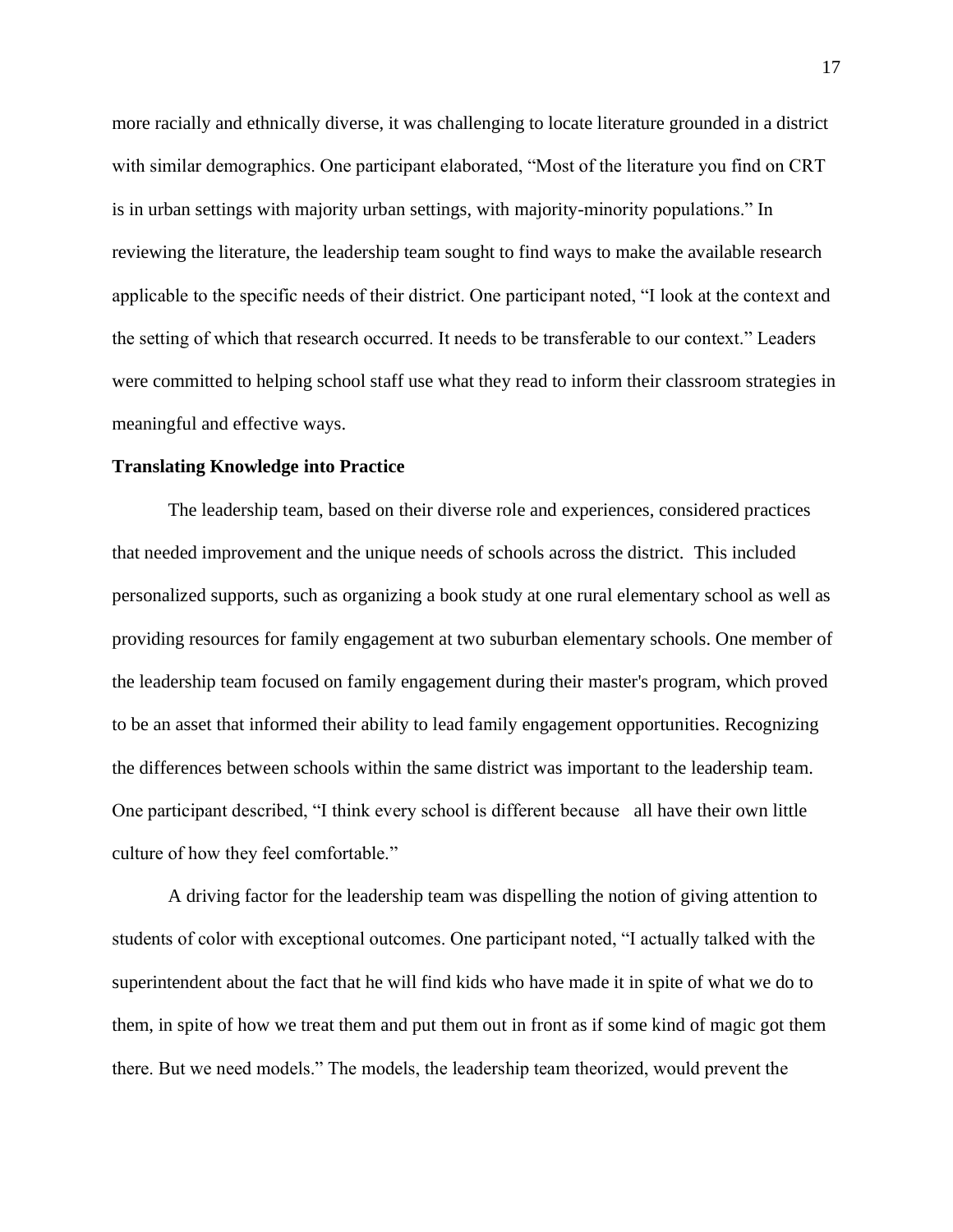more racially and ethnically diverse, it was challenging to locate literature grounded in a district with similar demographics. One participant elaborated, "Most of the literature you find on CRT is in urban settings with majority urban settings, with majority-minority populations." In reviewing the literature, the leadership team sought to find ways to make the available research applicable to the specific needs of their district. One participant noted, "I look at the context and the setting of which that research occurred. It needs to be transferable to our context." Leaders were committed to helping school staff use what they read to inform their classroom strategies in meaningful and effective ways.

**Translating Knowledge into Practice**

The leadership team, based on their diverse role and experiences, considered practices that needed improvement and the unique needs of schools across the district. This included personalized supports, such as organizing a book study at one rural elementary school as well as providing resources for family engagement at two suburban elementary schools. One member of the leadership team focused on family engagement during their master's program, which proved to be an asset that informed their ability to lead family engagement opportunities. Recognizing the differences between schools within the same district was important to the leadership team. One participant described, "I think every school is different because all have their own little culture of how they feel comfortable."

A driving factor for the leadership team was dispelling the notion of giving attention to students of color with exceptional outcomes. One participant noted, "I actually talked with the superintendent about the fact that he will find kids who have made it in spite of what we do to them, in spite of how we treat them and put them out in front as if some kind of magic got them there. But we need models." The models, the leadership team theorized, would prevent the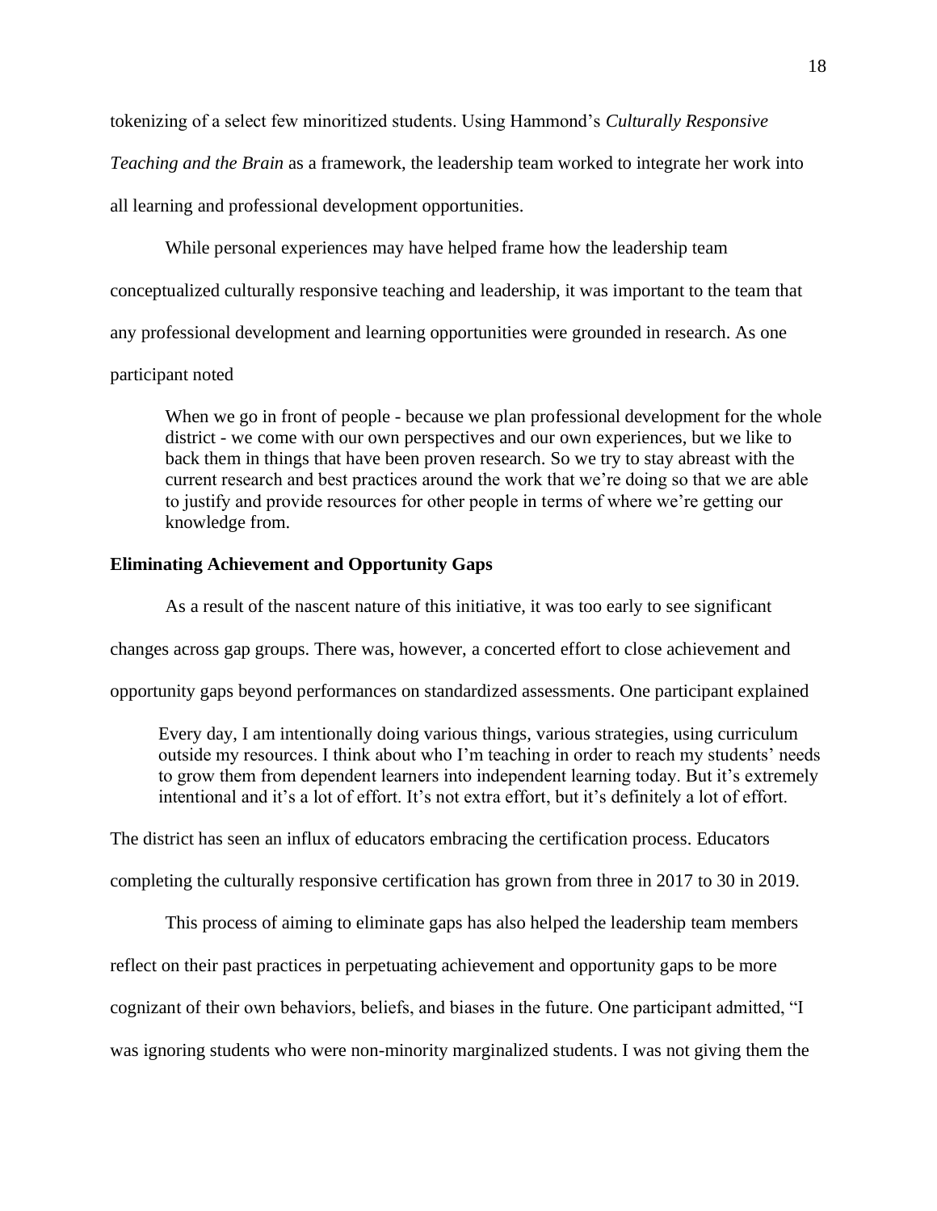tokenizing of a select few minoritized students. Using Hammond's *Culturally Responsive Teaching and the Brain* as a framework, the leadership team worked to integrate her work into all learning and professional development opportunities.

While personal experiences may have helped frame how the leadership team conceptualized culturally responsive teaching and leadership, it was important to the team that any professional development and learning opportunities were grounded in research. As one participant noted

> When we go in front of people - because we plan professional development for the whole district - we come with our own perspectives and our own experiences, but we like to back them in things that have been proven research. So we try to stay abreast with the current research and best practices around the work that we're doing so that we are able to justify and provide resources for other people in terms of where we're getting our knowledge from.

### Eliminating Achievement and Opportunity Gaps

As a result of the nascent nature of this initiative, it was too early to see significant changes across gap groups. There was, however, a concerted effort to close achievement and opportunity gaps beyond performances on standardized assessments. One participant explained

> Every day, I am intentionally doing various things, various strategies, using curriculum outside my resources. I think about who I'm teaching in order to reach my students' needs to grow them from dependent learners into independent learning today. But it's extremely intentional and it's a lot of effort. It's not extra effort, but it's definitely a lot of effort.

The district has seen an influx of educators embracing the certification process. Educators completing the culturally responsive certification has grown from three in 2017 to 30 in 2019.

This process of aiming to eliminate gaps has also helped the leadership team members reflect on their past practices in perpetuating achievement and opportunity gaps to be more cognizant of their own behaviors, beliefs, and biases in the future. One participant admitted, "I was ignoring students who were non-minority marginalized students. I was not giving them the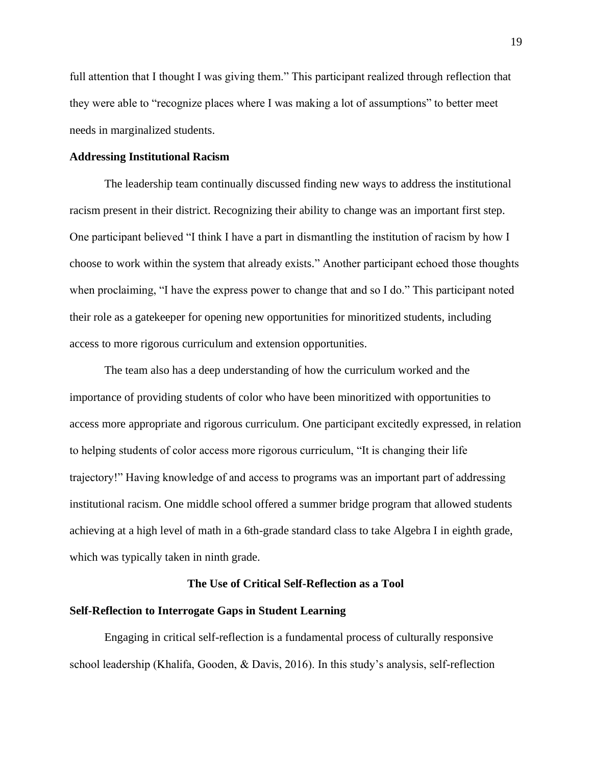full attention that I thought I was giving them." This participant realized through reflection that they were able to "recognize places where I was making a lot of assumptions" to better meet needs in marginalized students.

### Addressing Institutional Racism

The leadership team continually discussed finding new ways to address the institutional racism present in their district. Recognizing their ability to change was an important first step. One participant believed "I think I have a part in dismantling the institution of racism by how I choose to work within the system that already exists." Another participant echoed those thoughts when proclaiming, "I have the express power to change that and so I do." This participant noted their role as a gatekeeper for opening new opportunities for minoritized students, including access to more rigorous curriculum and extension opportunities.

The team also has a deep understanding of how the curriculum worked and the importance of providing students of color who have been minoritized with opportunities to access more appropriate and rigorous curriculum. One participant excitedly expressed, in relation to helping students of color access more rigorous curriculum, "It is changing their life trajectory!" Having knowledge of and access to programs was an important part of addressing institutional racism. One middle school offered a summer bridge program that allowed students achieving at a high level of math in a 6th-grade standard class to take Algebra I in eighth grade, which was typically taken in ninth grade.

## The Use of Critical Self-Reflection as a Tool

### Self-Reflection to Interrogate Gaps in Student Learning

Engaging in critical self-reflection is a fundamental process of culturally responsive school leadership (Khalifa, Gooden, & Davis, 2016). In this study's analysis, self-reflection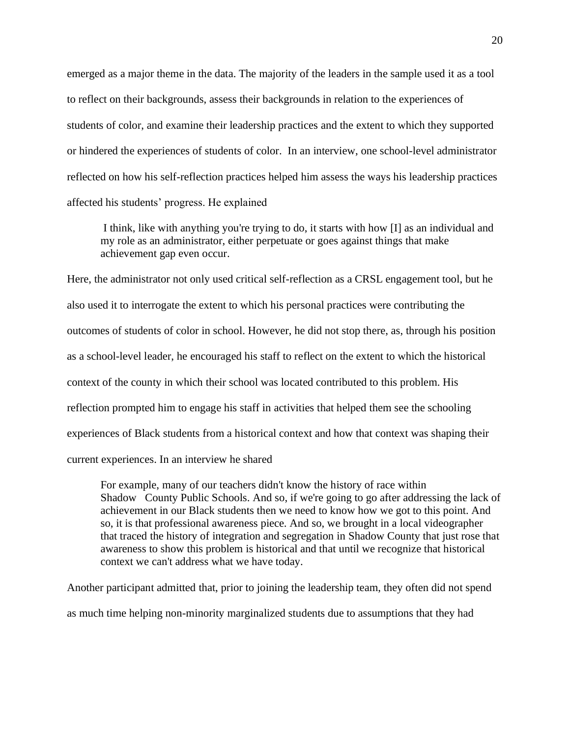emerged as a major theme in the data. The majority of the leaders in the sample used it as a tool to reflect on their backgrounds, assess their backgrounds in relation to the experiences of students of color, and examine their leadership practices and the extent to which they supported or hindered the experiences of students of color. In an interview, one school-level administrator reflected on how his self-reflection practices helped him assess the ways his leadership practices affected his students' progress. He explained

> I think, like with anything you're trying to do, it starts with how [I] as an individual and my role as an administrator, either perpetuate or goes against things that make achievement gap even occur.

Here, the administrator not only used critical self-reflection as a CRSL engagement tool, but he also used it to interrogate the extent to which his personal practices were contributing the outcomes of students of color in school. However, he did not stop there, as, through his position as a school-level leader, he encouraged his staff to reflect on the extent to which the historical context of the county in which their school was located contributed to this problem. His reflection prompted him to engage his staff in activities that helped them see the schooling experiences of Black students from a historical context and how that context was shaping their current experiences. In an interview he shared

> For example, many of our teachers didn't know the history of race within Shadow County Public Schools. And so, if we're going to go after addressing the lack of achievement in our Black students then we need to know how we got to this point. And so, it is that professional awareness piece. And so, we brought in a local videographer that traced the history of integration and segregation in Shadow County that just rose that awareness to show this problem is historical and that until we recognize that historical context we can't address what we have today.

Another participant admitted that, prior to joining the leadership team, they often did not spend as much time helping non-minority marginalized students due to assumptions that they had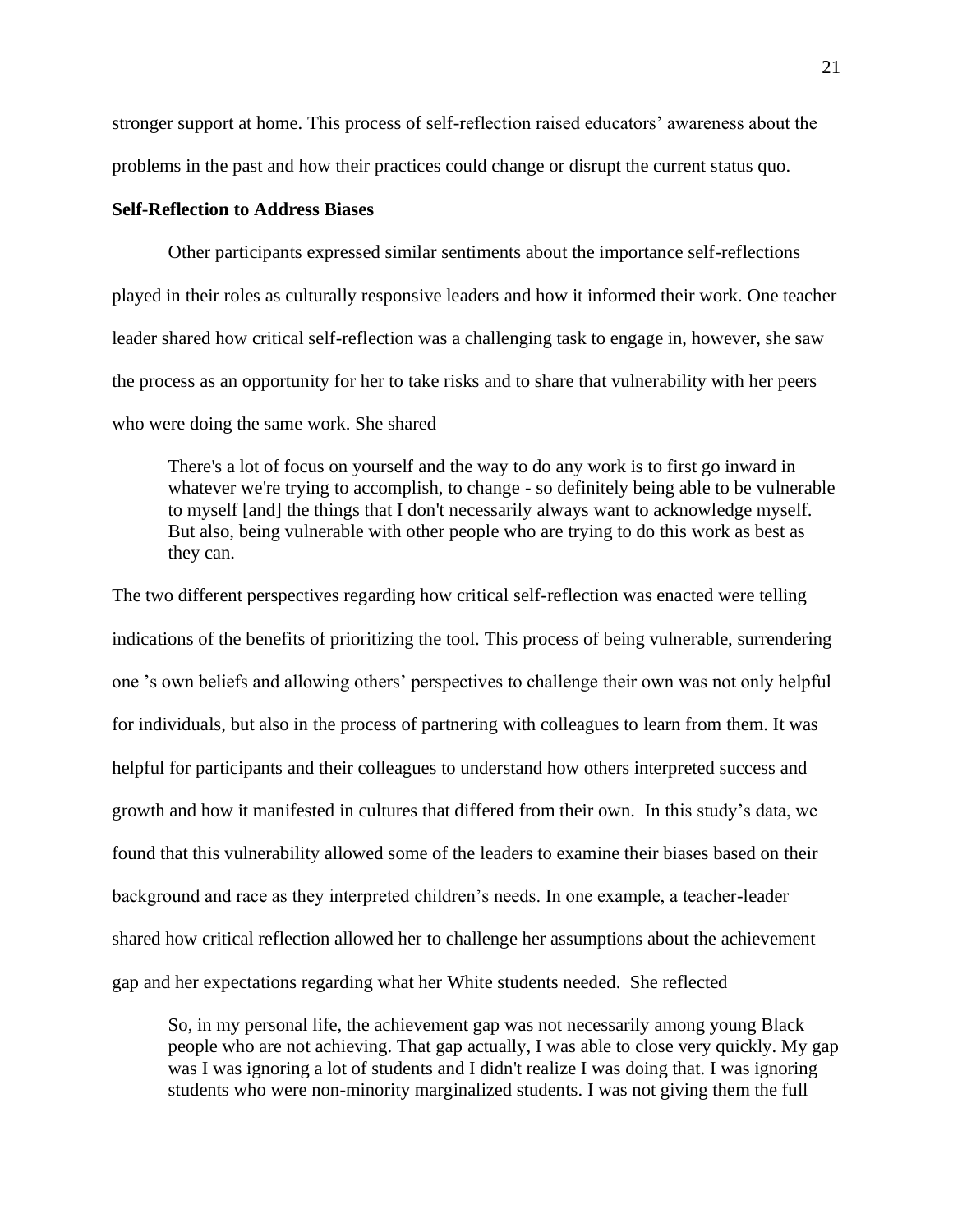stronger support at home. This process of self-reflection raised educators' awareness about the problems in the past and how their practices could change or disrupt the current status quo.

### Self-Reflection to Address Biases

Other participants expressed similar sentiments about the importance self-reflections played in their roles as culturally responsive leaders and how it informed their work. One teacher leader shared how critical self-reflection was a challenging task to engage in, however, she saw the process as an opportunity for her to take risks and to share that vulnerability with her peers who were doing the same work. She shared

> There's a lot of focus on yourself and the way to do any work is to first go inward in whatever we're trying to accomplish, to change - so definitely being able to be vulnerable to myself [and] the things that I don't necessarily always want to acknowledge myself. But also, being vulnerable with other people who are trying to do this work as best as they can.

The two different perspectives regarding how critical self-reflection was enacted were telling indications of the benefits of prioritizing the tool. This process of being vulnerable, surrendering one 's own beliefs and allowing others' perspectives to challenge their own was not only helpful for individuals, but also in the process of partnering with colleagues to learn from them. It was helpful for participants and their colleagues to understand how others interpreted success and growth and how it manifested in cultures that differed from their own. In this study's data, we found that this vulnerability allowed some of the leaders to examine their biases based on their background and race as they interpreted children's needs. In one example, a teacher-leader shared how critical reflection allowed her to challenge her assumptions about the achievement gap and her expectations regarding what her White students needed. She reflected

> So, in my personal life, the achievement gap was not necessarily among young Black people who are not achieving. That gap actually, I was able to close very quickly. My gap was I was ignoring a lot of students and I didn't realize I was doing that. I was ignoring students who were non-minority marginalized students. I was not giving them the full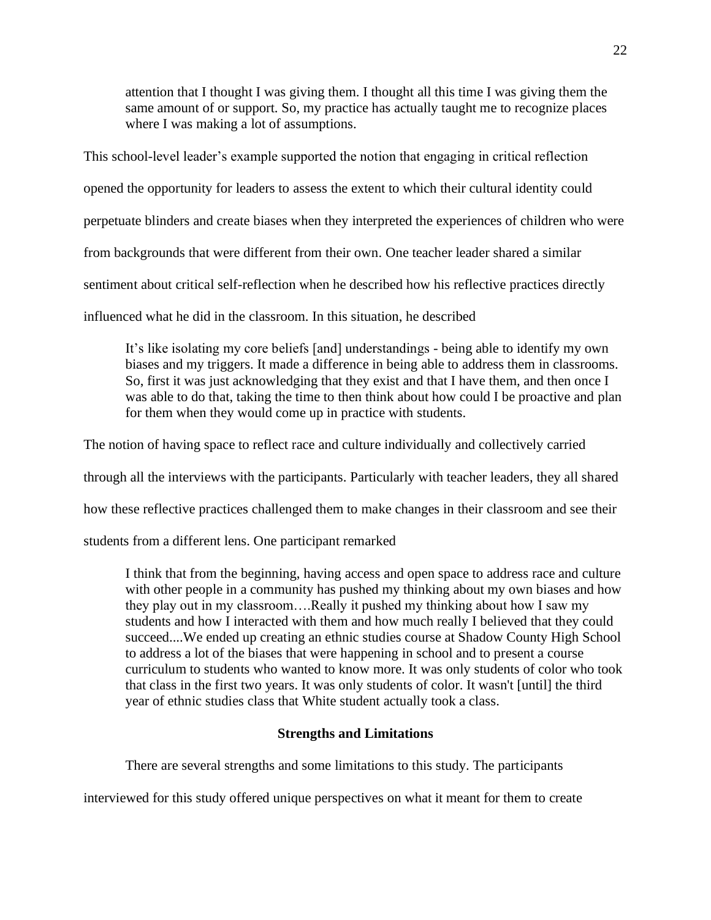> attention that I thought I was giving them. I thought all this time I was giving them the same amount of or support. So, my practice has actually taught me to recognize places where I was making a lot of assumptions.

This school-level leader's example supported the notion that engaging in critical reflection opened the opportunity for leaders to assess the extent to which their cultural identity could perpetuate blinders and create biases when they interpreted the experiences of children who were from backgrounds that were different from their own. One teacher leader shared a similar sentiment about critical self-reflection when he described how his reflective practices directly influenced what he did in the classroom. In this situation, he described

> It's like isolating my core beliefs [and] understandings - being able to identify my own biases and my triggers. It made a difference in being able to address them in classrooms. So, first it was just acknowledging that they exist and that I have them, and then once I was able to do that, taking the time to then think about how could I be proactive and plan for them when they would come up in practice with students.

The notion of having space to reflect race and culture individually and collectively carried through all the interviews with the participants. Particularly with teacher leaders, they all shared how these reflective practices challenged them to make changes in their classroom and see their students from a different lens. One participant remarked

> I think that from the beginning, having access and open space to address race and culture with other people in a community has pushed my thinking about my own biases and how they play out in my classroom….Really it pushed my thinking about how I saw my students and how I interacted with them and how much really I believed that they could succeed....We ended up creating an ethnic studies course at Shadow County High School to address a lot of the biases that were happening in school and to present a course curriculum to students who wanted to know more. It was only students of color who took that class in the first two years. It was only students of color. It wasn't [until] the third year of ethnic studies class that White student actually took a class.

## Strengths and Limitations

There are several strengths and some limitations to this study. The participants interviewed for this study offered unique perspectives on what it meant for them to create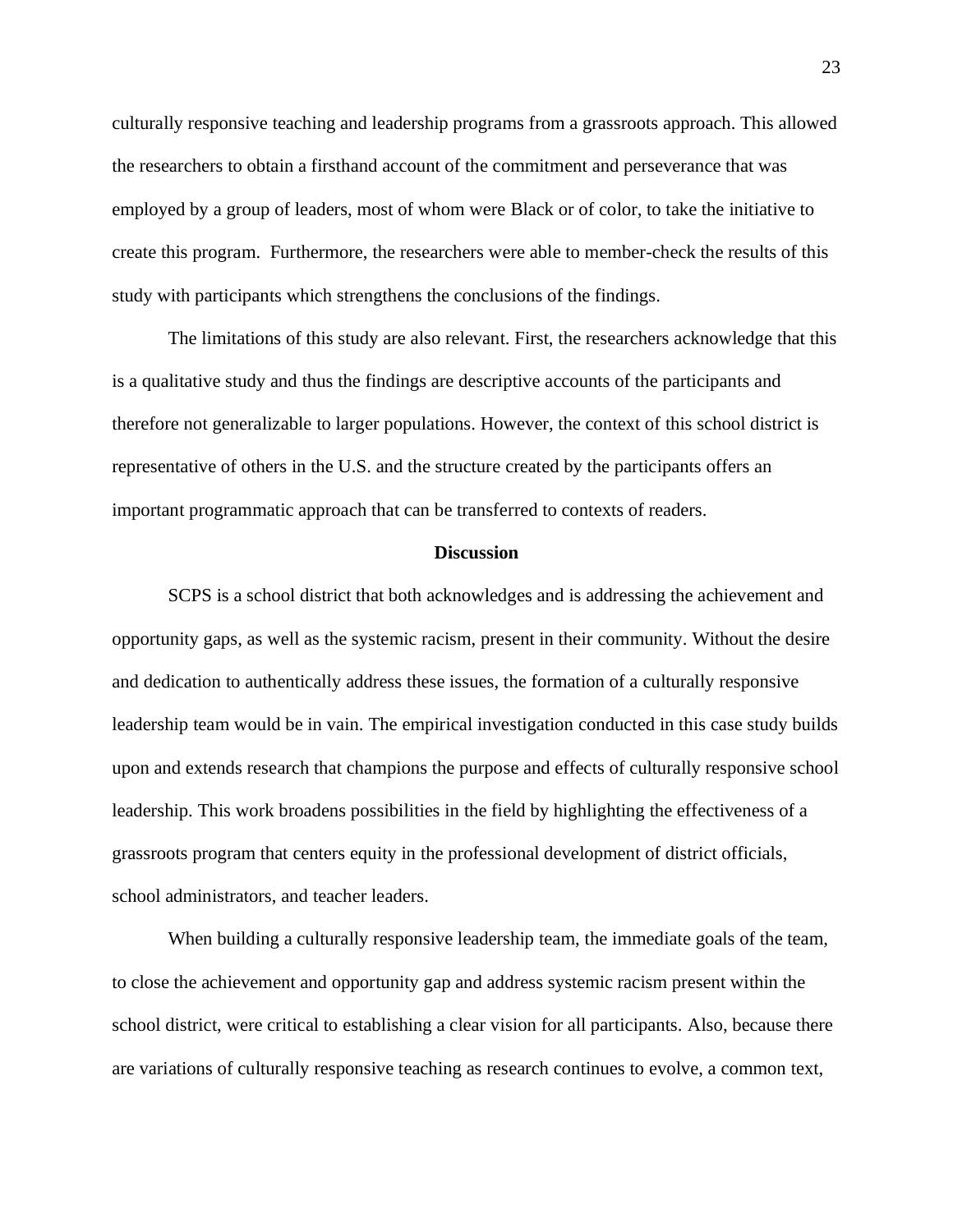culturally responsive teaching and leadership programs from a grassroots approach. This allowed the researchers to obtain a firsthand account of the commitment and perseverance that was employed by a group of leaders, most of whom were Black or of color, to take the initiative to create this program. Furthermore, the researchers were able to member-check the results of this study with participants which strengthens the conclusions of the findings.

The limitations of this study are also relevant. First, the researchers acknowledge that this is a qualitative study and thus the findings are descriptive accounts of the participants and therefore not generalizable to larger populations. However, the context of this school district is representative of others in the U.S. and the structure created by the participants offers an important programmatic approach that can be transferred to contexts of readers.

## Discussion

SCPS is a school district that both acknowledges and is addressing the achievement and opportunity gaps, as well as the systemic racism, present in their community. Without the desire and dedication to authentically address these issues, the formation of a culturally responsive leadership team would be in vain. The empirical investigation conducted in this case study builds upon and extends research that champions the purpose and effects of culturally responsive school leadership. This work broadens possibilities in the field by highlighting the effectiveness of a grassroots program that centers equity in the professional development of district officials, school administrators, and teacher leaders.

When building a culturally responsive leadership team, the immediate goals of the team, to close the achievement and opportunity gap and address systemic racism present within the school district, were critical to establishing a clear vision for all participants. Also, because there are variations of culturally responsive teaching as research continues to evolve, a common text,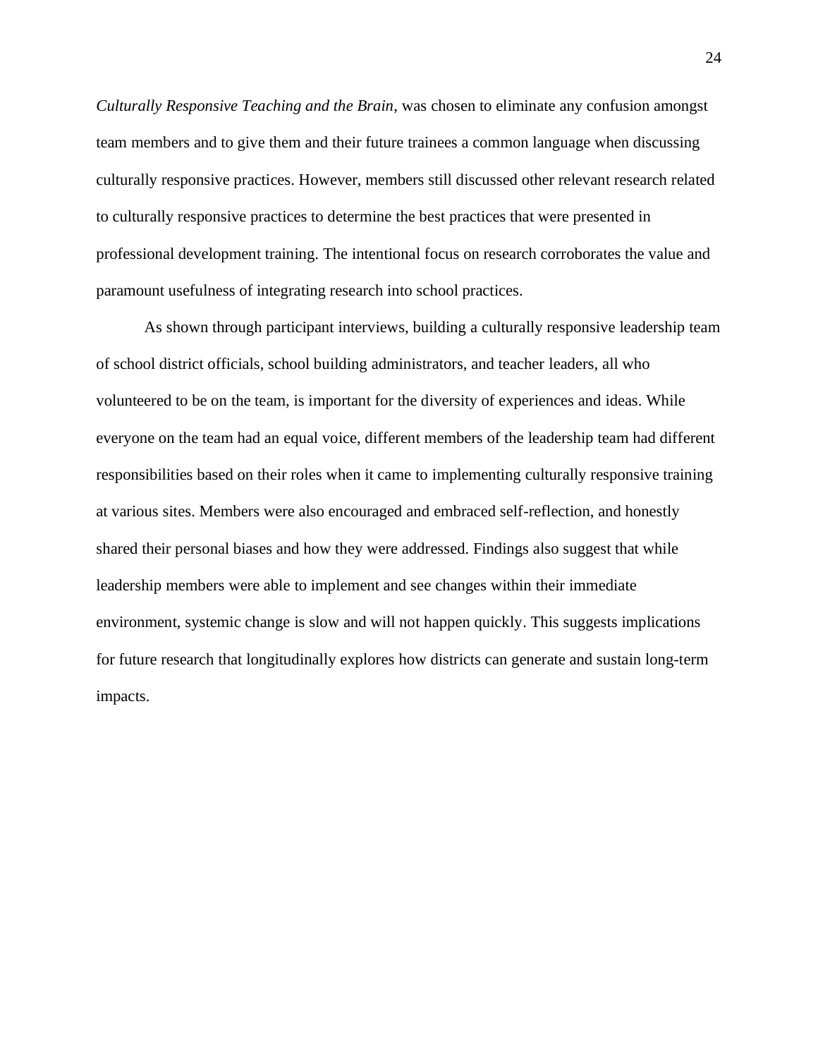*Culturally Responsive Teaching and the Brain*, was chosen to eliminate any confusion amongst team members and to give them and their future trainees a common language when discussing culturally responsive practices. However, members still discussed other relevant research related to culturally responsive practices to determine the best practices that were presented in professional development training. The intentional focus on research corroborates the value and paramount usefulness of integrating research into school practices.

As shown through participant interviews, building a culturally responsive leadership team of school district officials, school building administrators, and teacher leaders, all who volunteered to be on the team, is important for the diversity of experiences and ideas. While everyone on the team had an equal voice, different members of the leadership team had different responsibilities based on their roles when it came to implementing culturally responsive training at various sites. Members were also encouraged and embraced self-reflection, and honestly shared their personal biases and how they were addressed. Findings also suggest that while leadership members were able to implement and see changes within their immediate environment, systemic change is slow and will not happen quickly. This suggests implications for future research that longitudinally explores how districts can generate and sustain long-term impacts.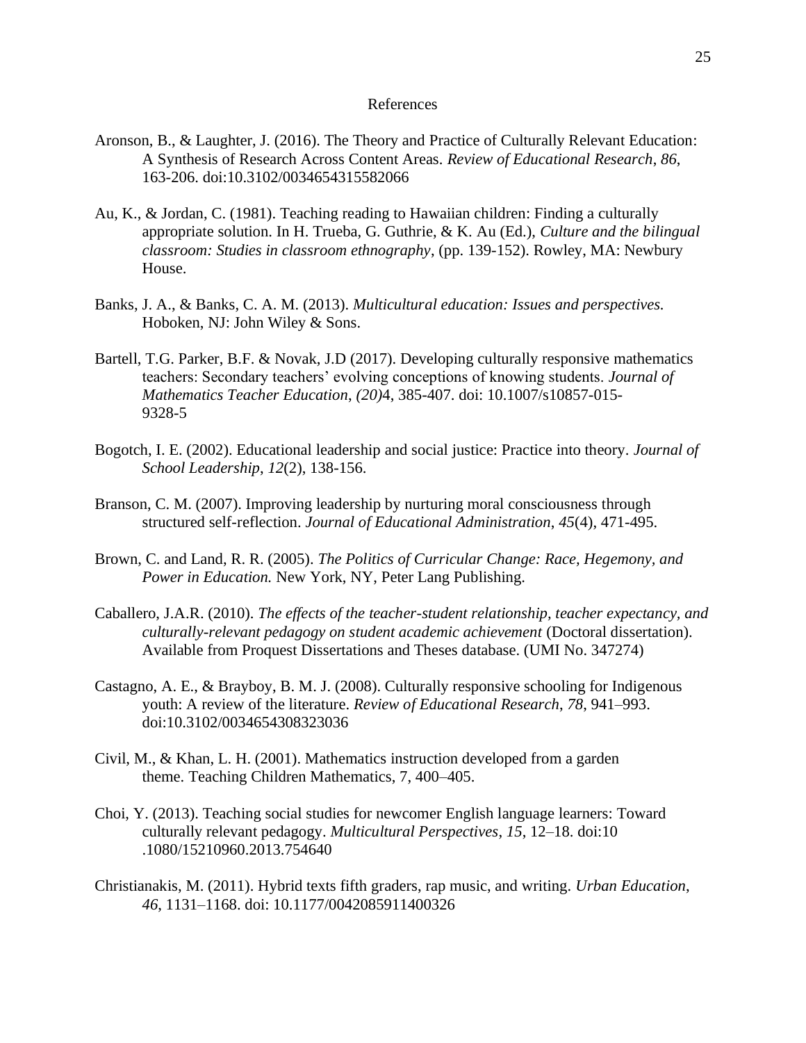# References

Aronson, B., & Laughter, J. (2016). The Theory and Practice of Culturally Relevant Education: A Synthesis of Research Across Content Areas. *Review of Educational Research*, *86*, 163-206. doi:10.3102/0034654315582066

Au, K., & Jordan, C. (1981). Teaching reading to Hawaiian children: Finding a culturally appropriate solution. In H. Trueba, G. Guthrie, & K. Au (Ed.), *Culture and the bilingual classroom: Studies in classroom ethnography*, (pp. 139-152). Rowley, MA: Newbury House.

Banks, J. A., & Banks, C. A. M. (2013). *Multicultural education: Issues and perspectives.* Hoboken, NJ: John Wiley & Sons.

Bartell, T.G. Parker, B.F. & Novak, J.D (2017). Developing culturally responsive mathematics teachers: Secondary teachers' evolving conceptions of knowing students. *Journal of Mathematics Teacher Education*, *(20)*4, 385-407. doi: 10.1007/s10857-015-9328-5

Bogotch, I. E. (2002). Educational leadership and social justice: Practice into theory. *Journal of School Leadership*, *12*(2), 138-156.

Branson, C. M. (2007). Improving leadership by nurturing moral consciousness through structured self-reflection. *Journal of Educational Administration*, *45*(4), 471-495.

Brown, C. and Land, R. R. (2005). *The Politics of Curricular Change: Race, Hegemony, and Power in Education.* New York, NY, Peter Lang Publishing.

Caballero, J.A.R. (2010). *The effects of the teacher-student relationship, teacher expectancy, and culturally-relevant pedagogy on student academic achievement* (Doctoral dissertation). Available from Proquest Dissertations and Theses database. (UMI No. 347274)

Castagno, A. E., & Brayboy, B. M. J. (2008). Culturally responsive schooling for Indigenous youth: A review of the literature. *Review of Educational Research*, *78*, 941–993. doi:10.3102/0034654308323036

Civil, M., & Khan, L. H. (2001). Mathematics instruction developed from a garden theme. Teaching Children Mathematics, 7, 400–405.

Choi, Y. (2013). Teaching social studies for newcomer English language learners: Toward culturally relevant pedagogy. *Multicultural Perspectives*, *15*, 12–18. doi:10 .1080/15210960.2013.754640

Christianakis, M. (2011). Hybrid texts fifth graders, rap music, and writing. *Urban Education*, *46*, 1131–1168. doi: 10.1177/0042085911400326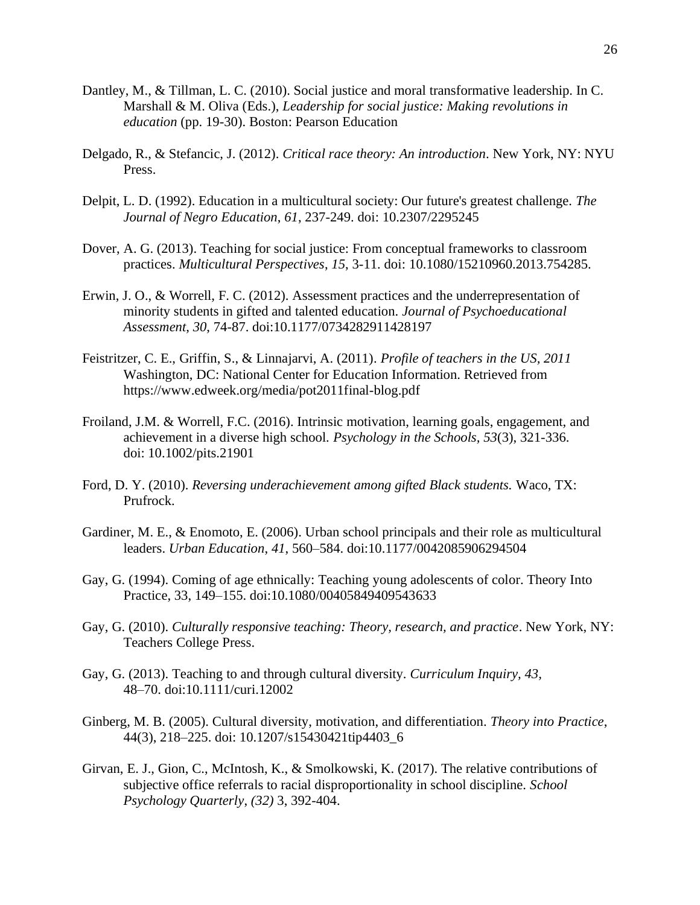Dantley, M., & Tillman, L. C. (2010). Social justice and moral transformative leadership. In C. Marshall & M. Oliva (Eds.), *Leadership for social justice: Making revolutions in education* (pp. 19-30). Boston: Pearson Education

Delgado, R., & Stefancic, J. (2012). *Critical race theory: An introduction*. New York, NY: NYU Press.

Delpit, L. D. (1992). Education in a multicultural society: Our future's greatest challenge. *The Journal of Negro Education*, *61*, 237-249. doi: 10.2307/2295245

Dover, A. G. (2013). Teaching for social justice: From conceptual frameworks to classroom practices. *Multicultural Perspectives*, *15*, 3-11. doi: 10.1080/15210960.2013.754285.

Erwin, J. O., & Worrell, F. C. (2012). Assessment practices and the underrepresentation of minority students in gifted and talented education. *Journal of Psychoeducational Assessment*, *30*, 74-87. doi:10.1177/0734282911428197

Feistritzer, C. E., Griffin, S., & Linnajarvi, A. (2011). *Profile of teachers in the US, 2011* Washington, DC: National Center for Education Information. Retrieved from https://www.edweek.org/media/pot2011final-blog.pdf

Froiland, J.M. & Worrell, F.C. (2016). Intrinsic motivation, learning goals, engagement, and achievement in a diverse high school. *Psychology in the Schools, 53*(3), 321-336. doi: 10.1002/pits.21901

Ford, D. Y. (2010). *Reversing underachievement among gifted Black students.* Waco, TX: Prufrock.

Gardiner, M. E., & Enomoto, E. (2006). Urban school principals and their role as multicultural leaders. *Urban Education*, *41*, 560–584. doi:10.1177/0042085906294504

Gay, G. (1994). Coming of age ethnically: Teaching young adolescents of color. Theory Into Practice, 33, 149–155. doi:10.1080/00405849409543633

Gay, G. (2010). *Culturally responsive teaching: Theory, research, and practice*. New York, NY: Teachers College Press.

Gay, G. (2013). Teaching to and through cultural diversity. *Curriculum Inquiry, 43,* 48–70. doi:10.1111/curi.12002

Ginberg, M. B. (2005). Cultural diversity, motivation, and differentiation. *Theory into Practice*, 44(3), 218–225. doi: 10.1207/s15430421tip4403_6

Girvan, E. J., Gion, C., McIntosh, K., & Smolkowski, K. (2017). The relative contributions of subjective office referrals to racial disproportionality in school discipline. *School Psychology Quarterly*, *(32)* 3, 392-404.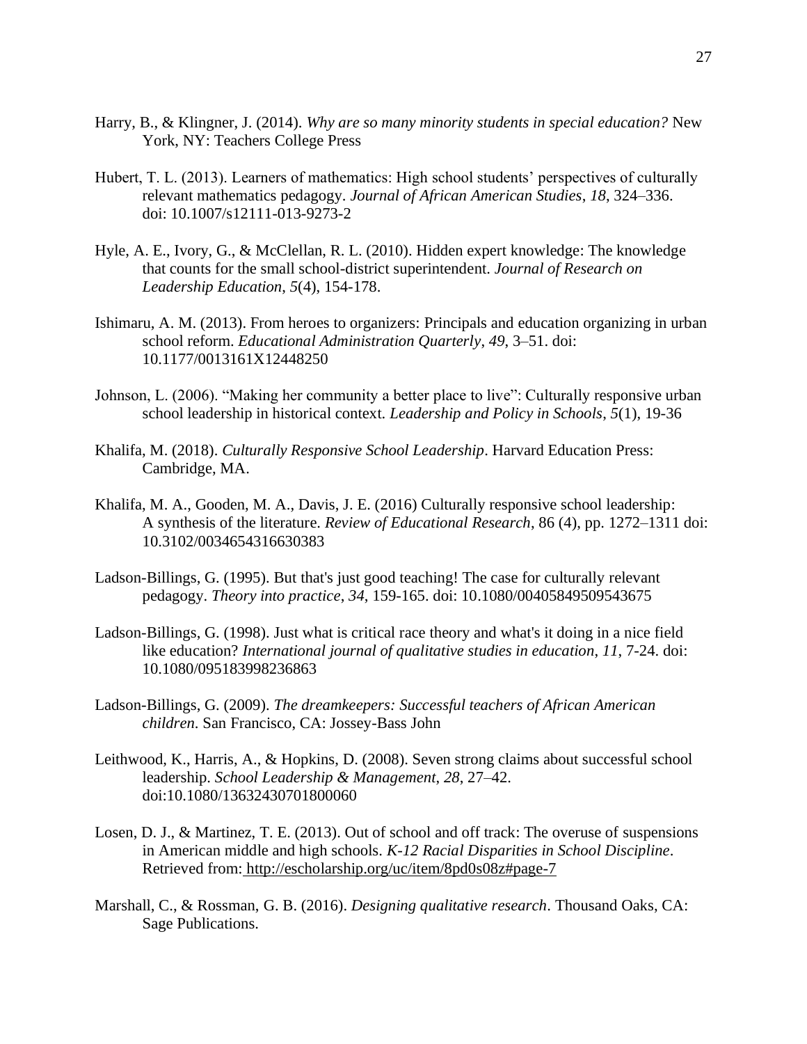Harry, B., & Klingner, J. (2014). *Why are so many minority students in special education?* New York, NY: Teachers College Press

Hubert, T. L. (2013). Learners of mathematics: High school students' perspectives of culturally relevant mathematics pedagogy. *Journal of African American Studies*, *18*, 324–336. doi: 10.1007/s12111-013-9273-2

Hyle, A. E., Ivory, G., & McClellan, R. L. (2010). Hidden expert knowledge: The knowledge that counts for the small school-district superintendent. *Journal of Research on Leadership Education*, *5*(4), 154-178.

Ishimaru, A. M. (2013). From heroes to organizers: Principals and education organizing in urban school reform. *Educational Administration Quarterly*, *49*, 3–51. doi: 10.1177/0013161X12448250

Johnson, L. (2006). "Making her community a better place to live": Culturally responsive urban school leadership in historical context. *Leadership and Policy in Schools*, *5*(1), 19-36

Khalifa, M. (2018). *Culturally Responsive School Leadership*. Harvard Education Press: Cambridge, MA.

Khalifa, M. A., Gooden, M. A., Davis, J. E. (2016) Culturally responsive school leadership: A synthesis of the literature. *Review of Educational Research*, 86 (4), pp. 1272–1311 doi: 10.3102/0034654316630383

Ladson-Billings, G. (1995). But that's just good teaching! The case for culturally relevant pedagogy. *Theory into practice*, *34*, 159-165. doi: 10.1080/00405849509543675

Ladson-Billings, G. (1998). Just what is critical race theory and what's it doing in a nice field like education? *International journal of qualitative studies in education*, *11*, 7-24. doi: 10.1080/095183998236863

Ladson-Billings, G. (2009). *The dreamkeepers: Successful teachers of African American children.* San Francisco, CA: Jossey-Bass John

Leithwood, K., Harris, A., & Hopkins, D. (2008). Seven strong claims about successful school leadership. *School Leadership & Management*, *28*, 27–42. doi:10.1080/13632430701800060

Losen, D. J., & Martinez, T. E. (2013). Out of school and off track: The overuse of suspensions in American middle and high schools. *K-12 Racial Disparities in School Discipline*. Retrieved from: http://escholarship.org/uc/item/8pd0s08z#page-7

Marshall, C., & Rossman, G. B. (2016). *Designing qualitative research*. Thousand Oaks, CA: Sage Publications.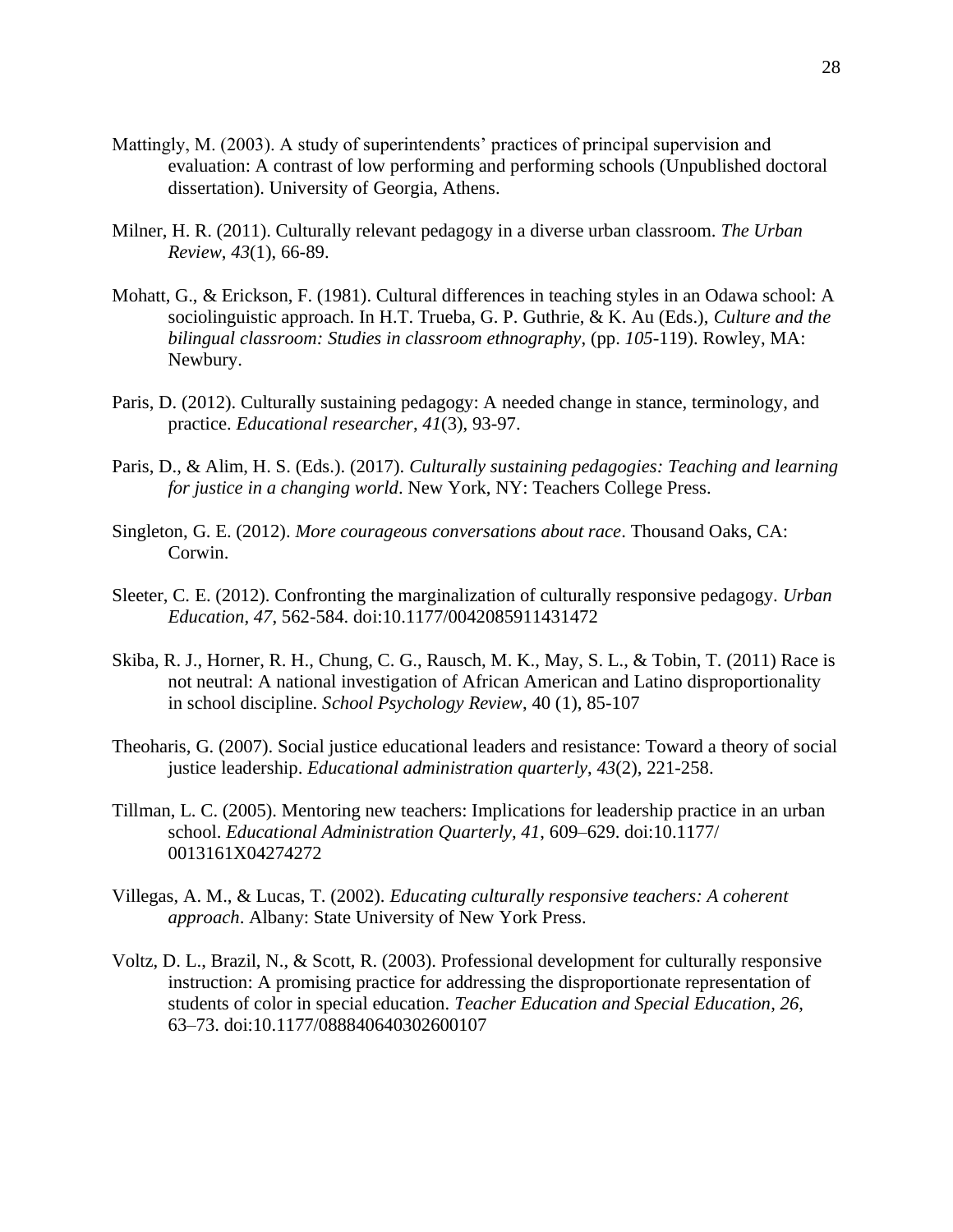Mattingly, M. (2003). A study of superintendents' practices of principal supervision and evaluation: A contrast of low performing and performing schools (Unpublished doctoral dissertation). University of Georgia, Athens.

Milner, H. R. (2011). Culturally relevant pedagogy in a diverse urban classroom. *The Urban Review*, *43*(1), 66-89.

Mohatt, G., & Erickson, F. (1981). Cultural differences in teaching styles in an Odawa school: A sociolinguistic approach. In H.T. Trueba, G. P. Guthrie, & K. Au (Eds.), *Culture and the bilingual classroom: Studies in classroom ethnography*, (pp. *105*-119). Rowley, MA: Newbury.

Paris, D. (2012). Culturally sustaining pedagogy: A needed change in stance, terminology, and practice. *Educational researcher*, *41*(3), 93-97.

Paris, D., & Alim, H. S. (Eds.). (2017). *Culturally sustaining pedagogies: Teaching and learning for justice in a changing world*. New York, NY: Teachers College Press.

Singleton, G. E. (2012). *More courageous conversations about race*. Thousand Oaks, CA: Corwin.

Sleeter, C. E. (2012). Confronting the marginalization of culturally responsive pedagogy. *Urban Education*, *47*, 562-584. doi:10.1177/0042085911431472

Skiba, R. J., Horner, R. H., Chung, C. G., Rausch, M. K., May, S. L., & Tobin, T. (2011) Race is not neutral: A national investigation of African American and Latino disproportionality in school discipline. *School Psychology Review*, 40 (1), 85-107

Theoharis, G. (2007). Social justice educational leaders and resistance: Toward a theory of social justice leadership. *Educational administration quarterly*, *43*(2), 221-258.

Tillman, L. C. (2005). Mentoring new teachers: Implications for leadership practice in an urban school. *Educational Administration Quarterly*, *41*, 609–629. doi:10.1177/0013161X04274272

Villegas, A. M., & Lucas, T. (2002). *Educating culturally responsive teachers: A coherent approach*. Albany: State University of New York Press.

Voltz, D. L., Brazil, N., & Scott, R. (2003). Professional development for culturally responsive instruction: A promising practice for addressing the disproportionate representation of students of color in special education. *Teacher Education and Special Education*, *26*, 63–73. doi:10.1177/088840640302600107